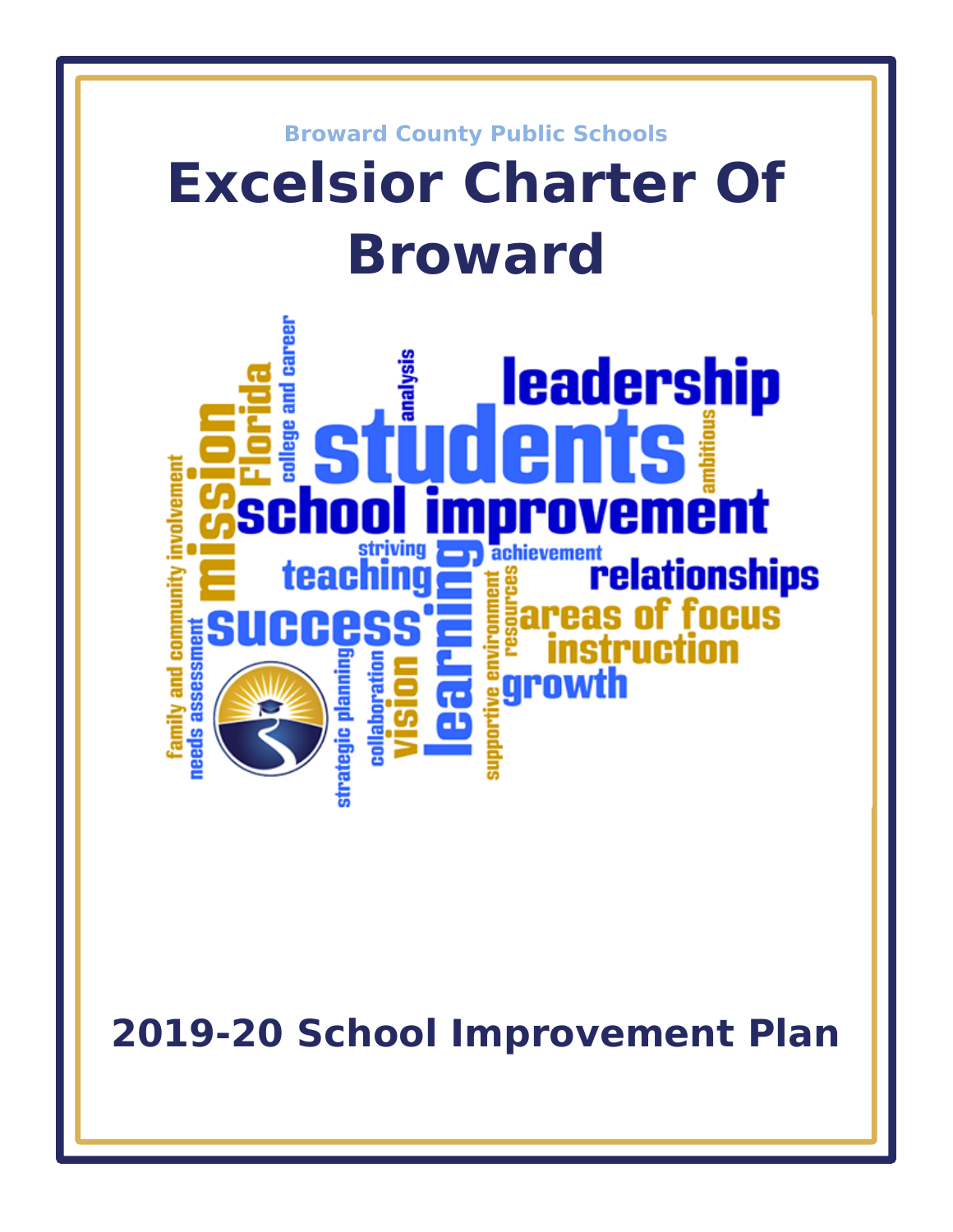Broward County Public Schools

# Excelsior Charter Of Broward

## 2019-20 School Improvement Plan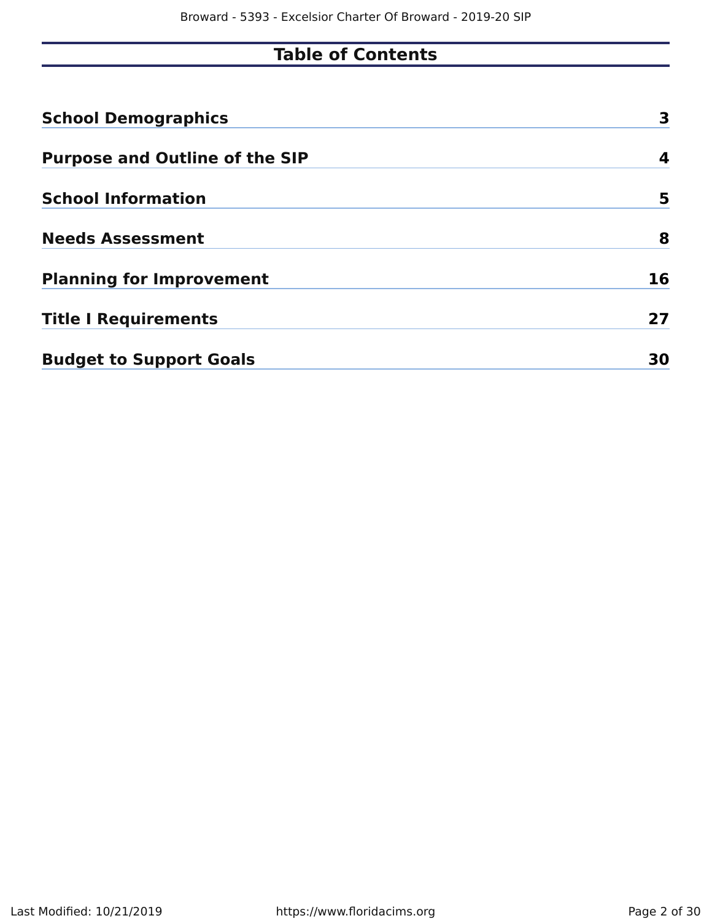# Table of Contents

| | |
|---|---|
| **School Demographics** | **3** |
| **Purpose and Outline of the SIP** | **4** |
| **School Information** | **5** |
| **Needs Assessment** | **8** |
| **Planning for Improvement** | **16** |
| **Title I Requirements** | **27** |
| **Budget to Support Goals** | **30** |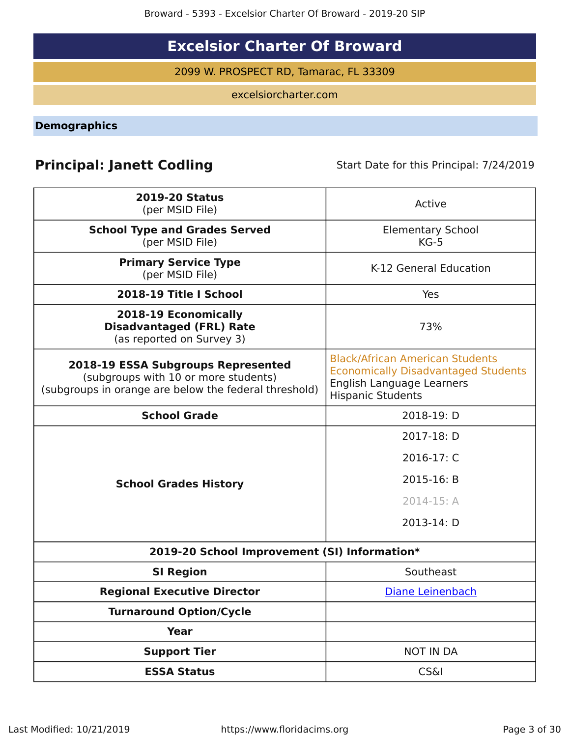# Excelsior Charter Of Broward

2099 W. PROSPECT RD, Tamarac, FL 33309

excelsiorcharter.com

## Demographics

**Principal: Janett Codling**

Start Date for this Principal: 7/24/2019

| | |
|---|---|
| **2019-20 Status** (per MSID File) | Active |
| **School Type and Grades Served** (per MSID File) | Elementary School KG-5 |
| **Primary Service Type** (per MSID File) | K-12 General Education |
| **2018-19 Title I School** | Yes |
| **2018-19 Economically Disadvantaged (FRL) Rate** (as reported on Survey 3) | 73% |
| **2018-19 ESSA Subgroups Represented** (subgroups with 10 or more students) (subgroups in orange are below the federal threshold) | Black/African American Students<br>Economically Disadvantaged Students<br>English Language Learners<br>Hispanic Students |
| **School Grade** | 2018-19: D |
| **School Grades History** | 2017-18: D<br>2016-17: C<br>2015-16: B<br>2014-15: A<br>2013-14: D |
| **2019-20 School Improvement (SI) Information*** | |
| **SI Region** | Southeast |
| **Regional Executive Director** | Diane Leinenbach |
| **Turnaround Option/Cycle** | |
| **Year** | |
| **Support Tier** | NOT IN DA |
| **ESSA Status** | CS&I |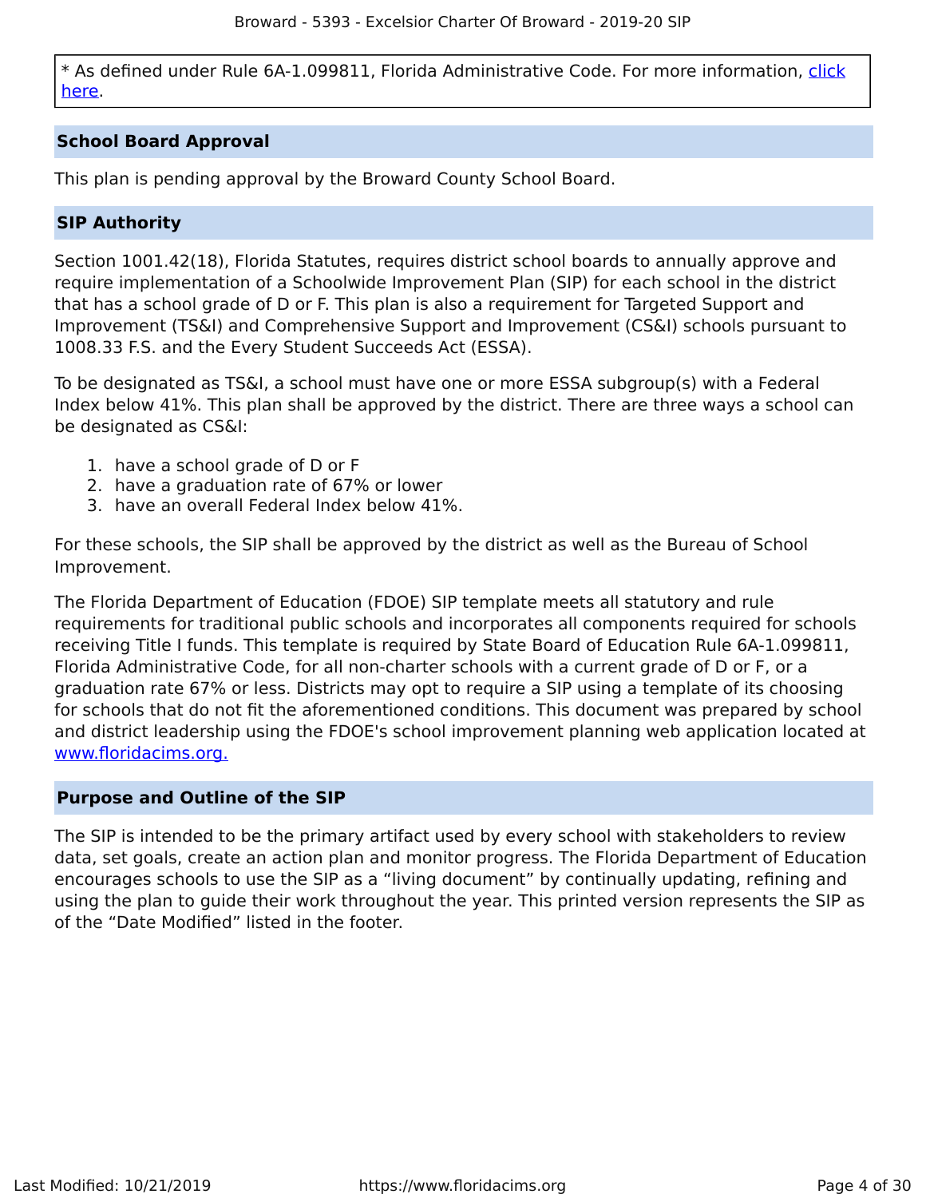* As defined under Rule 6A-1.099811, Florida Administrative Code. For more information, [click here](#).

## School Board Approval

This plan is pending approval by the Broward County School Board.

## SIP Authority

Section 1001.42(18), Florida Statutes, requires district school boards to annually approve and require implementation of a Schoolwide Improvement Plan (SIP) for each school in the district that has a school grade of D or F. This plan is also a requirement for Targeted Support and Improvement (TS&I) and Comprehensive Support and Improvement (CS&I) schools pursuant to 1008.33 F.S. and the Every Student Succeeds Act (ESSA).

To be designated as TS&I, a school must have one or more ESSA subgroup(s) with a Federal Index below 41%. This plan shall be approved by the district. There are three ways a school can be designated as CS&I:

1. have a school grade of D or F
2. have a graduation rate of 67% or lower
3. have an overall Federal Index below 41%.

For these schools, the SIP shall be approved by the district as well as the Bureau of School Improvement.

The Florida Department of Education (FDOE) SIP template meets all statutory and rule requirements for traditional public schools and incorporates all components required for schools receiving Title I funds. This template is required by State Board of Education Rule 6A-1.099811, Florida Administrative Code, for all non-charter schools with a current grade of D or F, or a graduation rate 67% or less. Districts may opt to require a SIP using a template of its choosing for schools that do not fit the aforementioned conditions. This document was prepared by school and district leadership using the FDOE's school improvement planning web application located at [www.floridacims.org.](https://www.floridacims.org)

## Purpose and Outline of the SIP

The SIP is intended to be the primary artifact used by every school with stakeholders to review data, set goals, create an action plan and monitor progress. The Florida Department of Education encourages schools to use the SIP as a "living document" by continually updating, refining and using the plan to guide their work throughout the year. This printed version represents the SIP as of the "Date Modified" listed in the footer.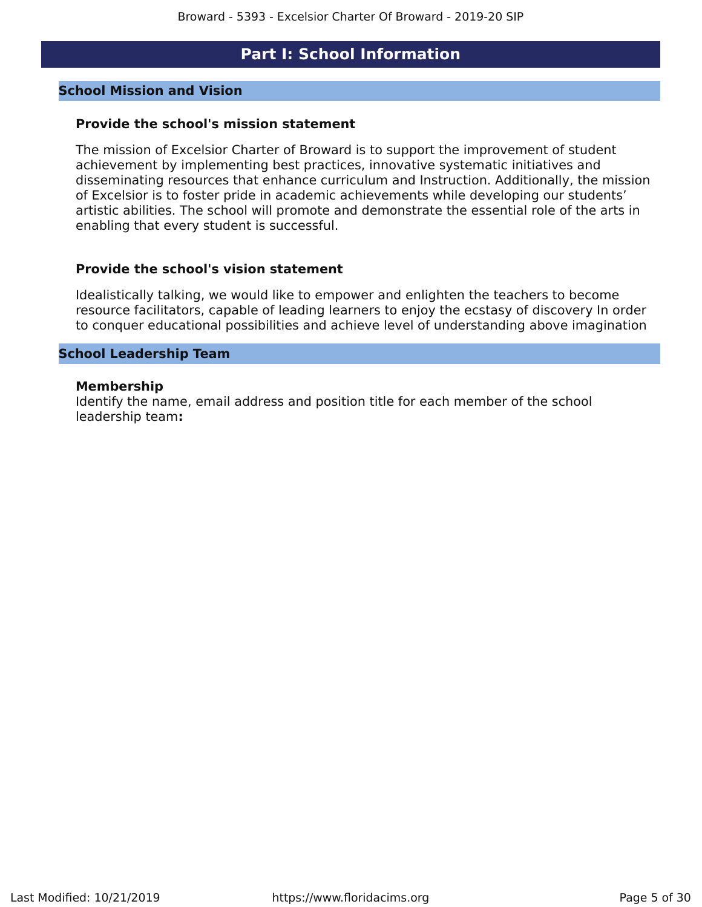# Part I: School Information

## School Mission and Vision

### Provide the school's mission statement

The mission of Excelsior Charter of Broward is to support the improvement of student achievement by implementing best practices, innovative systematic initiatives and disseminating resources that enhance curriculum and Instruction. Additionally, the mission of Excelsior is to foster pride in academic achievements while developing our students' artistic abilities. The school will promote and demonstrate the essential role of the arts in enabling that every student is successful.

### Provide the school's vision statement

Idealistically talking, we would like to empower and enlighten the teachers to become resource facilitators, capable of leading learners to enjoy the ecstasy of discovery In order to conquer educational possibilities and achieve level of understanding above imagination

## School Leadership Team

### Membership

Identify the name, email address and position title for each member of the school leadership team**:**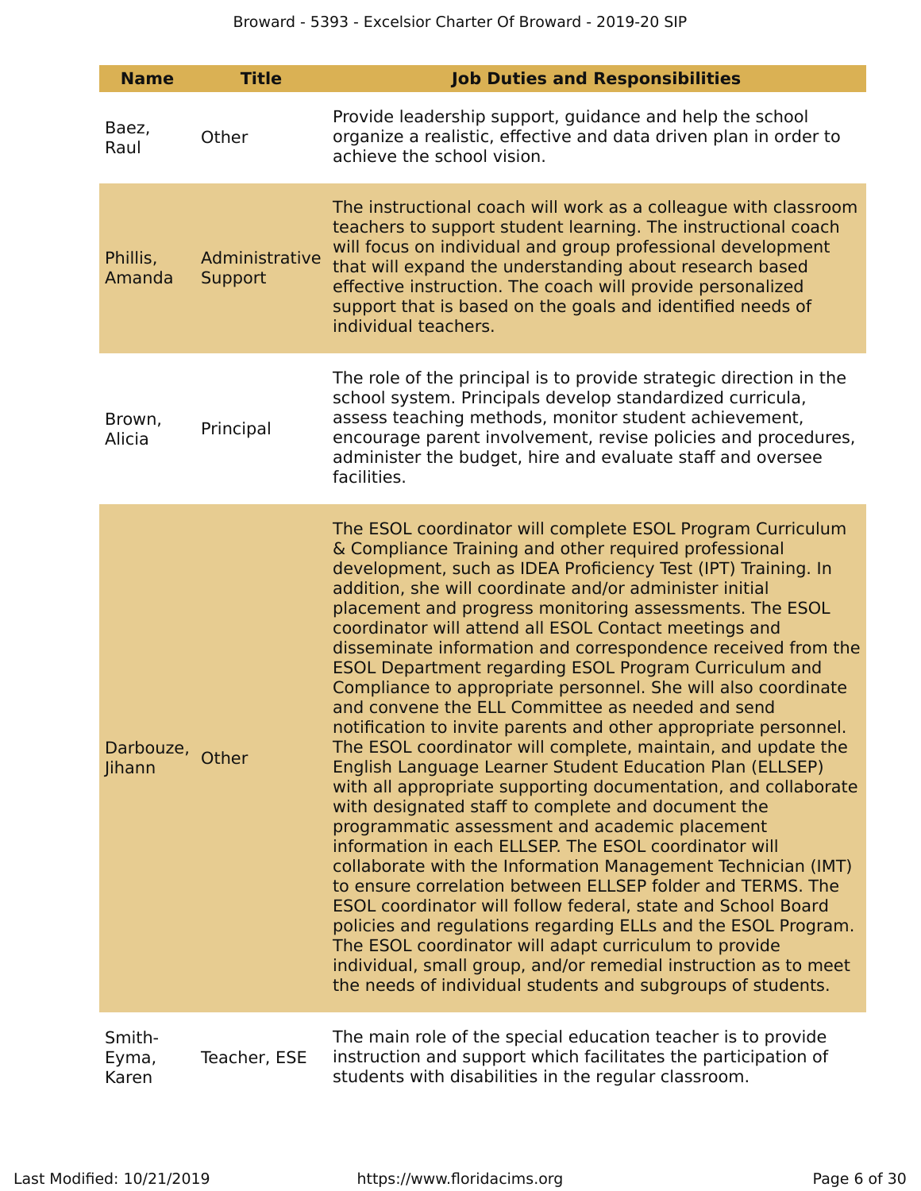| Name | Title | Job Duties and Responsibilities |
|---|---|---|
| Baez, Raul | Other | Provide leadership support, guidance and help the school organize a realistic, effective and data driven plan in order to achieve the school vision. |
| Phillis, Amanda | Administrative Support | The instructional coach will work as a colleague with classroom teachers to support student learning. The instructional coach will focus on individual and group professional development that will expand the understanding about research based effective instruction. The coach will provide personalized support that is based on the goals and identified needs of individual teachers. |
| Brown, Alicia | Principal | The role of the principal is to provide strategic direction in the school system. Principals develop standardized curricula, assess teaching methods, monitor student achievement, encourage parent involvement, revise policies and procedures, administer the budget, hire and evaluate staff and oversee facilities. |
| Darbouze, Jihann | Other | The ESOL coordinator will complete ESOL Program Curriculum & Compliance Training and other required professional development, such as IDEA Proficiency Test (IPT) Training. In addition, she will coordinate and/or administer initial placement and progress monitoring assessments. The ESOL coordinator will attend all ESOL Contact meetings and disseminate information and correspondence received from the ESOL Department regarding ESOL Program Curriculum and Compliance to appropriate personnel. She will also coordinate and convene the ELL Committee as needed and send notification to invite parents and other appropriate personnel. The ESOL coordinator will complete, maintain, and update the English Language Learner Student Education Plan (ELLSEP) with all appropriate supporting documentation, and collaborate with designated staff to complete and document the programmatic assessment and academic placement information in each ELLSEP. The ESOL coordinator will collaborate with the Information Management Technician (IMT) to ensure correlation between ELLSEP folder and TERMS. The ESOL coordinator will follow federal, state and School Board policies and regulations regarding ELLs and the ESOL Program. The ESOL coordinator will adapt curriculum to provide individual, small group, and/or remedial instruction as to meet the needs of individual students and subgroups of students. |
| Smith-Eyma, Karen | Teacher, ESE | The main role of the special education teacher is to provide instruction and support which facilitates the participation of students with disabilities in the regular classroom. |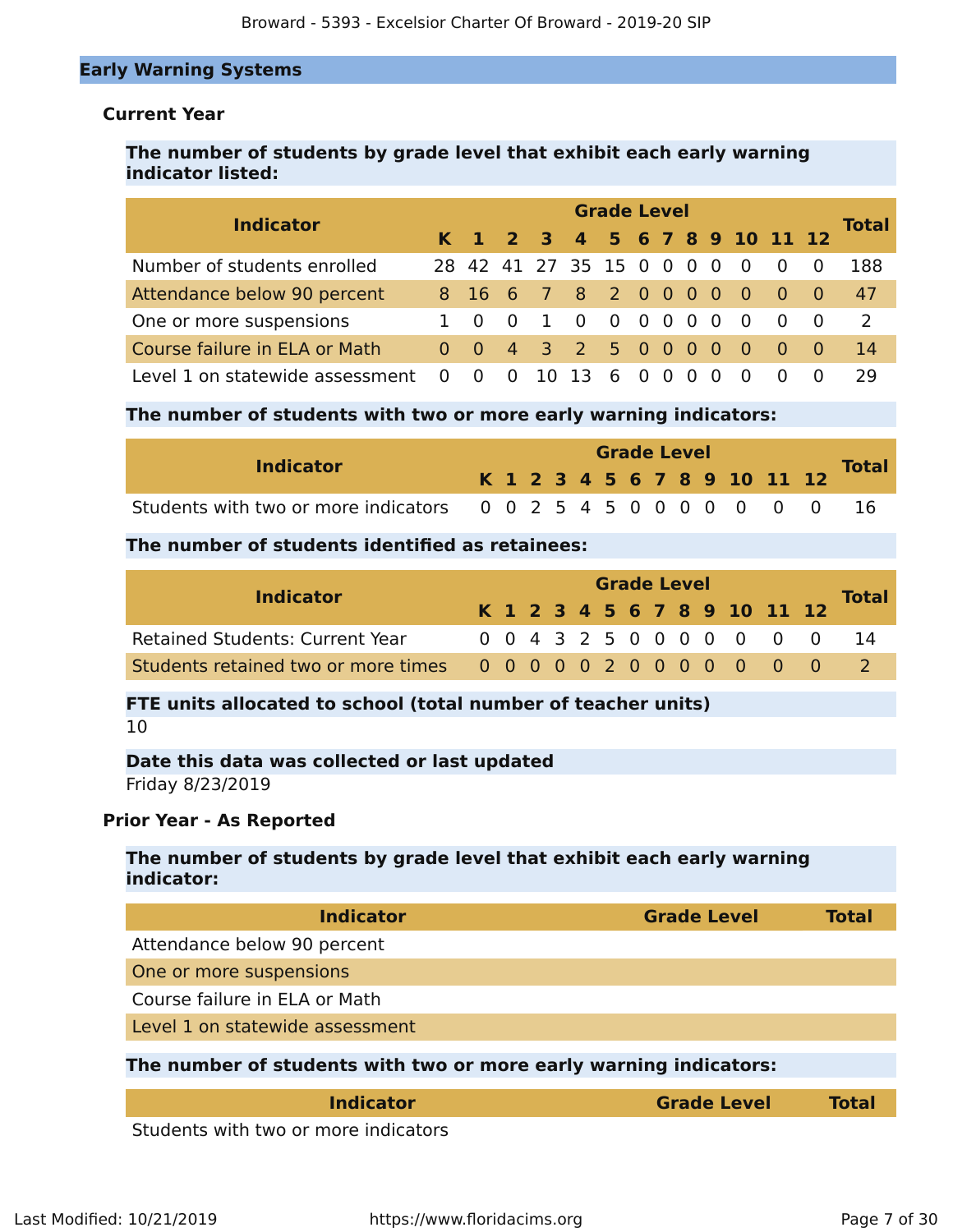## Early Warning Systems

### Current Year

**The number of students by grade level that exhibit each early warning indicator listed:**

| Indicator | K | 1 | 2 | 3 | 4 | 5 | 6 | 7 | 8 | 9 | 10 | 11 | 12 | Total |
|---|---|---|---|---|---|---|---|---|---|---|---|---|---|---|
| Number of students enrolled | 28 | 42 | 41 | 27 | 35 | 15 | 0 | 0 | 0 | 0 | 0 | 0 | 0 | 188 |
| Attendance below 90 percent | 8 | 16 | 6 | 7 | 8 | 2 | 0 | 0 | 0 | 0 | 0 | 0 | 0 | 47 |
| One or more suspensions | 1 | 0 | 0 | 1 | 0 | 0 | 0 | 0 | 0 | 0 | 0 | 0 | 0 | 2 |
| Course failure in ELA or Math | 0 | 0 | 4 | 3 | 2 | 5 | 0 | 0 | 0 | 0 | 0 | 0 | 0 | 14 |
| Level 1 on statewide assessment | 0 | 0 | 0 | 10 | 13 | 6 | 0 | 0 | 0 | 0 | 0 | 0 | 0 | 29 |

**The number of students with two or more early warning indicators:**

| Indicator | K | 1 | 2 | 3 | 4 | 5 | 6 | 7 | 8 | 9 | 10 | 11 | 12 | Total |
|---|---|---|---|---|---|---|---|---|---|---|---|---|---|---|
| Students with two or more indicators | 0 | 0 | 2 | 5 | 4 | 5 | 0 | 0 | 0 | 0 | 0 | 0 | 0 | 16 |

**The number of students identified as retainees:**

| Indicator | K | 1 | 2 | 3 | 4 | 5 | 6 | 7 | 8 | 9 | 10 | 11 | 12 | Total |
|---|---|---|---|---|---|---|---|---|---|---|---|---|---|---|
| Retained Students: Current Year | 0 | 0 | 4 | 3 | 2 | 5 | 0 | 0 | 0 | 0 | 0 | 0 | 0 | 14 |
| Students retained two or more times | 0 | 0 | 0 | 0 | 0 | 2 | 0 | 0 | 0 | 0 | 0 | 0 | 0 | 2 |

**FTE units allocated to school (total number of teacher units)**

10

**Date this data was collected or last updated**

Friday 8/23/2019

### Prior Year - As Reported

**The number of students by grade level that exhibit each early warning indicator:**

| Indicator | Grade Level | Total |
|---|---|---|
| Attendance below 90 percent | | |
| One or more suspensions | | |
| Course failure in ELA or Math | | |
| Level 1 on statewide assessment | | |

**The number of students with two or more early warning indicators:**

| Indicator | Grade Level | Total |
|---|---|---|
| Students with two or more indicators | | |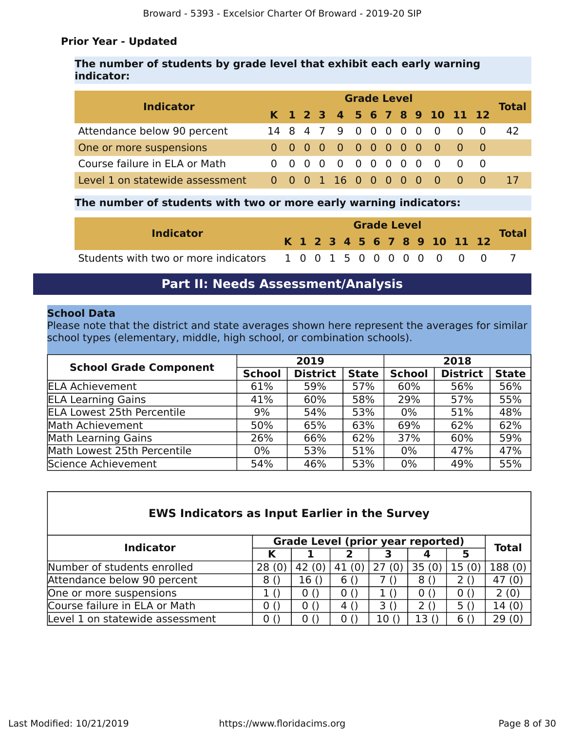**Prior Year - Updated**

**The number of students by grade level that exhibit each early warning indicator:**

| Indicator | Grade Level | | | | | | | | | | | | | Total |
|---|---|---|---|---|---|---|---|---|---|---|---|---|---|---|
| | K | 1 | 2 | 3 | 4 | 5 | 6 | 7 | 8 | 9 | 10 | 11 | 12 | |
| Attendance below 90 percent | 14 | 8 | 4 | 7 | 9 | 0 | 0 | 0 | 0 | 0 | 0 | 0 | 0 | 42 |
| One or more suspensions | 0 | 0 | 0 | 0 | 0 | 0 | 0 | 0 | 0 | 0 | 0 | 0 | 0 | |
| Course failure in ELA or Math | 0 | 0 | 0 | 0 | 0 | 0 | 0 | 0 | 0 | 0 | 0 | 0 | 0 | |
| Level 1 on statewide assessment | 0 | 0 | 0 | 1 | 16 | 0 | 0 | 0 | 0 | 0 | 0 | 0 | 0 | 17 |

**The number of students with two or more early warning indicators:**

| Indicator | Grade Level | | | | | | | | | | | | | Total |
|---|---|---|---|---|---|---|---|---|---|---|---|---|---|---|
| | K | 1 | 2 | 3 | 4 | 5 | 6 | 7 | 8 | 9 | 10 | 11 | 12 | |
| Students with two or more indicators | 1 | 0 | 0 | 1 | 5 | 0 | 0 | 0 | 0 | 0 | 0 | 0 | 0 | 7 |

## Part II: Needs Assessment/Analysis

**School Data**

Please note that the district and state averages shown here represent the averages for similar school types (elementary, middle, high school, or combination schools).

| School Grade Component | 2019 | | | 2018 | | |
|---|---|---|---|---|---|---|
| | School | District | State | School | District | State |
| ELA Achievement | 61% | 59% | 57% | 60% | 56% | 56% |
| ELA Learning Gains | 41% | 60% | 58% | 29% | 57% | 55% |
| ELA Lowest 25th Percentile | 9% | 54% | 53% | 0% | 51% | 48% |
| Math Achievement | 50% | 65% | 63% | 69% | 62% | 62% |
| Math Learning Gains | 26% | 66% | 62% | 37% | 60% | 59% |
| Math Lowest 25th Percentile | 0% | 53% | 51% | 0% | 47% | 47% |
| Science Achievement | 54% | 46% | 53% | 0% | 49% | 55% |

**EWS Indicators as Input Earlier in the Survey**

| Indicator | Grade Level (prior year reported) | | | | | | Total |
|---|---|---|---|---|---|---|---|
| | K | 1 | 2 | 3 | 4 | 5 | |
| Number of students enrolled | 28 (0) | 42 (0) | 41 (0) | 27 (0) | 35 (0) | 15 (0) | 188 (0) |
| Attendance below 90 percent | 8 () | 16 () | 6 () | 7 () | 8 () | 2 () | 47 (0) |
| One or more suspensions | 1 () | 0 () | 0 () | 1 () | 0 () | 0 () | 2 (0) |
| Course failure in ELA or Math | 0 () | 0 () | 4 () | 3 () | 2 () | 5 () | 14 (0) |
| Level 1 on statewide assessment | 0 () | 0 () | 0 () | 10 () | 13 () | 6 () | 29 (0) |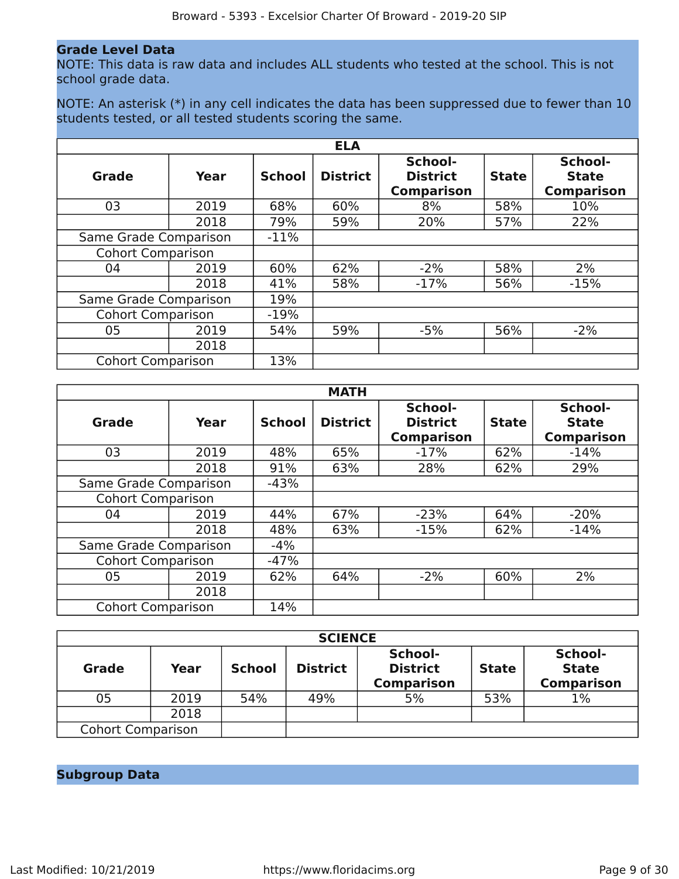## Grade Level Data

NOTE: This data is raw data and includes ALL students who tested at the school. This is not school grade data.

NOTE: An asterisk (*) in any cell indicates the data has been suppressed due to fewer than 10 students tested, or all tested students scoring the same.

| ELA | | | | | | |
|---|---|---|---|---|---|---|
| **Grade** | **Year** | **School** | **District** | **School-District Comparison** | **State** | **School-State Comparison** |
| 03 | 2019 | 68% | 60% | 8% | 58% | 10% |
| | 2018 | 79% | 59% | 20% | 57% | 22% |
| Same Grade Comparison | | -11% | | | | |
| Cohort Comparison | | | | | | |
| 04 | 2019 | 60% | 62% | -2% | 58% | 2% |
| | 2018 | 41% | 58% | -17% | 56% | -15% |
| Same Grade Comparison | | 19% | | | | |
| Cohort Comparison | | -19% | | | | |
| 05 | 2019 | 54% | 59% | -5% | 56% | -2% |
| | 2018 | | | | | |
| Cohort Comparison | | 13% | | | | |

| MATH | | | | | | |
|---|---|---|---|---|---|---|
| **Grade** | **Year** | **School** | **District** | **School-District Comparison** | **State** | **School-State Comparison** |
| 03 | 2019 | 48% | 65% | -17% | 62% | -14% |
| | 2018 | 91% | 63% | 28% | 62% | 29% |
| Same Grade Comparison | | -43% | | | | |
| Cohort Comparison | | | | | | |
| 04 | 2019 | 44% | 67% | -23% | 64% | -20% |
| | 2018 | 48% | 63% | -15% | 62% | -14% |
| Same Grade Comparison | | -4% | | | | |
| Cohort Comparison | | -47% | | | | |
| 05 | 2019 | 62% | 64% | -2% | 60% | 2% |
| | 2018 | | | | | |
| Cohort Comparison | | 14% | | | | |

| SCIENCE | | | | | | |
|---|---|---|---|---|---|---|
| **Grade** | **Year** | **School** | **District** | **School-District Comparison** | **State** | **School-State Comparison** |
| 05 | 2019 | 54% | 49% | 5% | 53% | 1% |
| | 2018 | | | | | |
| Cohort Comparison | | | | | | |

## Subgroup Data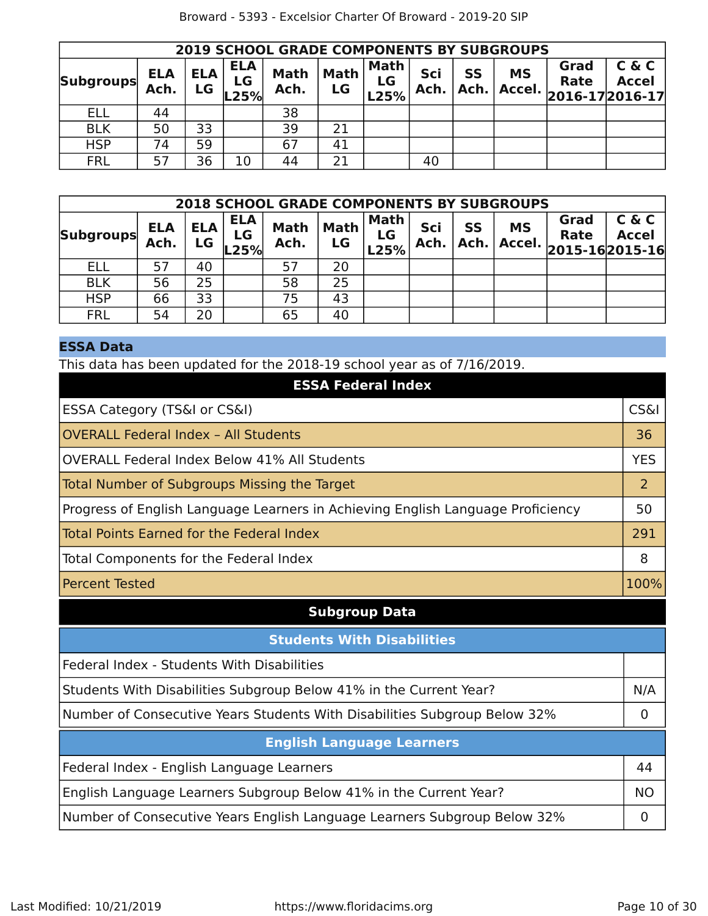| 2019 SCHOOL GRADE COMPONENTS BY SUBGROUPS | | | | | | | | | | | |
|---|---|---|---|---|---|---|---|---|---|---|---|
| Subgroups | ELA Ach. | ELA LG | ELA LG L25% | Math Ach. | Math LG | Math LG L25% | Sci Ach. | SS Ach. | MS Accel. | Grad Rate 2016-17 | C & C Accel 2016-17 |
| ELL | 44 | | | 38 | | | | | | | |
| BLK | 50 | 33 | | 39 | 21 | | | | | | |
| HSP | 74 | 59 | | 67 | 41 | | | | | | |
| FRL | 57 | 36 | 10 | 44 | 21 | | 40 | | | | |

| 2018 SCHOOL GRADE COMPONENTS BY SUBGROUPS | | | | | | | | | | | |
|---|---|---|---|---|---|---|---|---|---|---|---|
| Subgroups | ELA Ach. | ELA LG | ELA LG L25% | Math Ach. | Math LG | Math LG L25% | Sci Ach. | SS Ach. | MS Accel. | Grad Rate 2015-16 | C & C Accel 2015-16 |
| ELL | 57 | 40 | | 57 | 20 | | | | | | |
| BLK | 56 | 25 | | 58 | 25 | | | | | | |
| HSP | 66 | 33 | | 75 | 43 | | | | | | |
| FRL | 54 | 20 | | 65 | 40 | | | | | | |

## ESSA Data

This data has been updated for the 2018-19 school year as of 7/16/2019.

| ESSA Federal Index | |
|---|---|
| ESSA Category (TS&I or CS&I) | CS&I |
| OVERALL Federal Index – All Students | 36 |
| OVERALL Federal Index Below 41% All Students | YES |
| Total Number of Subgroups Missing the Target | 2 |
| Progress of English Language Learners in Achieving English Language Proficiency | 50 |
| Total Points Earned for the Federal Index | 291 |
| Total Components for the Federal Index | 8 |
| Percent Tested | 100% |

### Subgroup Data

| Students With Disabilities | |
|---|---|
| Federal Index - Students With Disabilities | |
| Students With Disabilities Subgroup Below 41% in the Current Year? | N/A |
| Number of Consecutive Years Students With Disabilities Subgroup Below 32% | 0 |

| English Language Learners | |
|---|---|
| Federal Index - English Language Learners | 44 |
| English Language Learners Subgroup Below 41% in the Current Year? | NO |
| Number of Consecutive Years English Language Learners Subgroup Below 32% | 0 |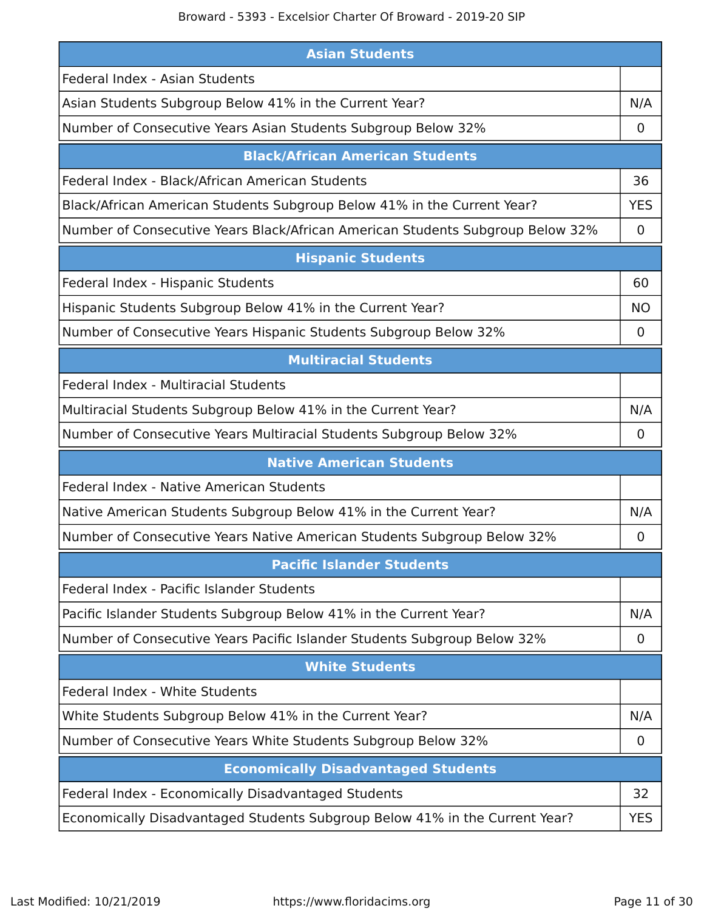| Asian Students | |
|---|---|
| Federal Index - Asian Students | |
| Asian Students Subgroup Below 41% in the Current Year? | N/A |
| Number of Consecutive Years Asian Students Subgroup Below 32% | 0 |

| Black/African American Students | |
|---|---|
| Federal Index - Black/African American Students | 36 |
| Black/African American Students Subgroup Below 41% in the Current Year? | YES |
| Number of Consecutive Years Black/African American Students Subgroup Below 32% | 0 |

| Hispanic Students | |
|---|---|
| Federal Index - Hispanic Students | 60 |
| Hispanic Students Subgroup Below 41% in the Current Year? | NO |
| Number of Consecutive Years Hispanic Students Subgroup Below 32% | 0 |

| Multiracial Students | |
|---|---|
| Federal Index - Multiracial Students | |
| Multiracial Students Subgroup Below 41% in the Current Year? | N/A |
| Number of Consecutive Years Multiracial Students Subgroup Below 32% | 0 |

| Native American Students | |
|---|---|
| Federal Index - Native American Students | |
| Native American Students Subgroup Below 41% in the Current Year? | N/A |
| Number of Consecutive Years Native American Students Subgroup Below 32% | 0 |

| Pacific Islander Students | |
|---|---|
| Federal Index - Pacific Islander Students | |
| Pacific Islander Students Subgroup Below 41% in the Current Year? | N/A |
| Number of Consecutive Years Pacific Islander Students Subgroup Below 32% | 0 |

| White Students | |
|---|---|
| Federal Index - White Students | |
| White Students Subgroup Below 41% in the Current Year? | N/A |
| Number of Consecutive Years White Students Subgroup Below 32% | 0 |

| Economically Disadvantaged Students | |
|---|---|
| Federal Index - Economically Disadvantaged Students | 32 |
| Economically Disadvantaged Students Subgroup Below 41% in the Current Year? | YES |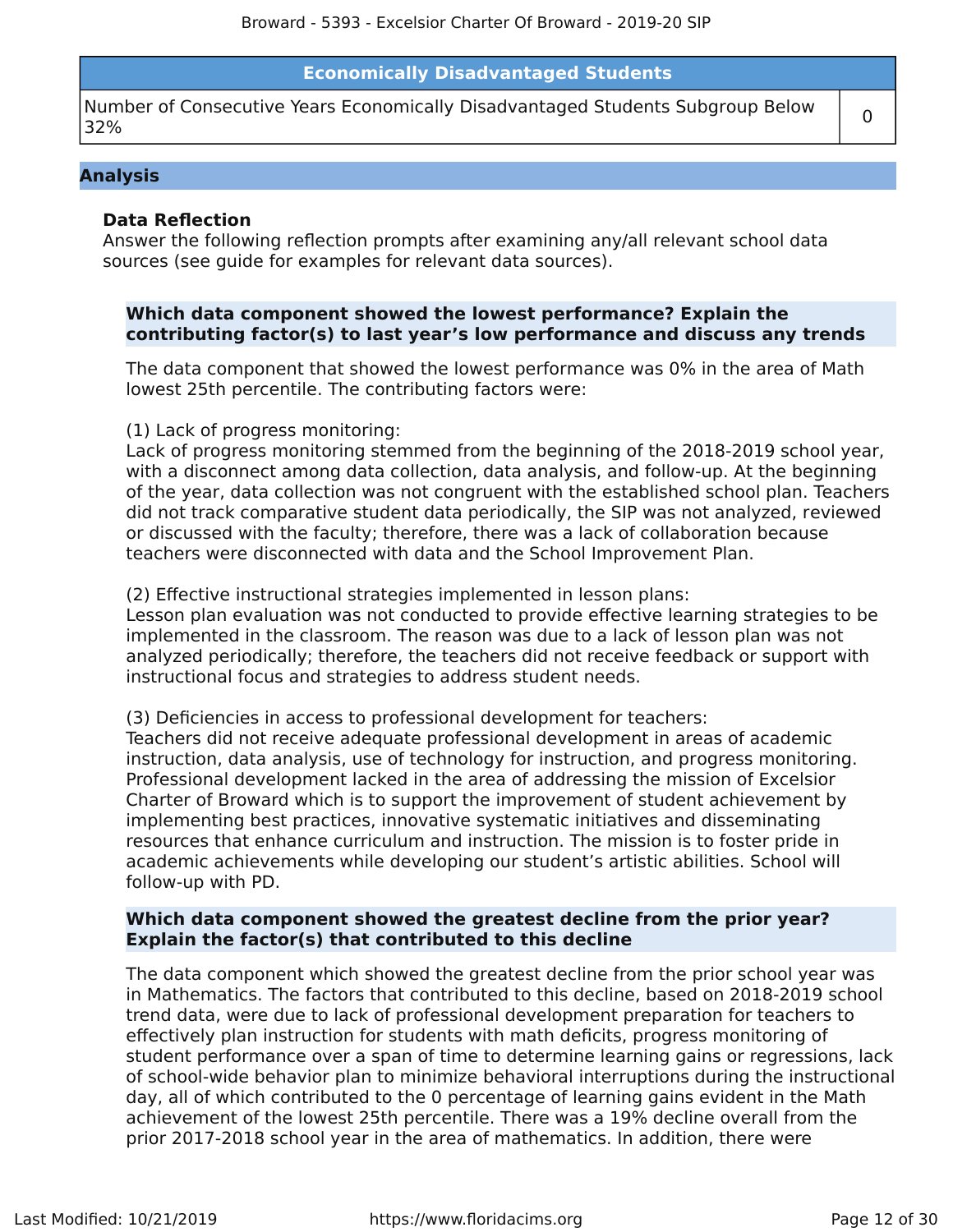| Economically Disadvantaged Students | |
|---|---|
| Number of Consecutive Years Economically Disadvantaged Students Subgroup Below 32% | 0 |

## Analysis

### Data Reflection

Answer the following reflection prompts after examining any/all relevant school data sources (see guide for examples for relevant data sources).

**Which data component showed the lowest performance? Explain the contributing factor(s) to last year's low performance and discuss any trends**

The data component that showed the lowest performance was 0% in the area of Math lowest 25th percentile. The contributing factors were:

(1) Lack of progress monitoring:
Lack of progress monitoring stemmed from the beginning of the 2018-2019 school year, with a disconnect among data collection, data analysis, and follow-up. At the beginning of the year, data collection was not congruent with the established school plan. Teachers did not track comparative student data periodically, the SIP was not analyzed, reviewed or discussed with the faculty; therefore, there was a lack of collaboration because teachers were disconnected with data and the School Improvement Plan.

(2) Effective instructional strategies implemented in lesson plans:
Lesson plan evaluation was not conducted to provide effective learning strategies to be implemented in the classroom. The reason was due to a lack of lesson plan was not analyzed periodically; therefore, the teachers did not receive feedback or support with instructional focus and strategies to address student needs.

(3) Deficiencies in access to professional development for teachers:
Teachers did not receive adequate professional development in areas of academic instruction, data analysis, use of technology for instruction, and progress monitoring. Professional development lacked in the area of addressing the mission of Excelsior Charter of Broward which is to support the improvement of student achievement by implementing best practices, innovative systematic initiatives and disseminating resources that enhance curriculum and instruction. The mission is to foster pride in academic achievements while developing our student's artistic abilities. School will follow-up with PD.

**Which data component showed the greatest decline from the prior year? Explain the factor(s) that contributed to this decline**

The data component which showed the greatest decline from the prior school year was in Mathematics. The factors that contributed to this decline, based on 2018-2019 school trend data, were due to lack of professional development preparation for teachers to effectively plan instruction for students with math deficits, progress monitoring of student performance over a span of time to determine learning gains or regressions, lack of school-wide behavior plan to minimize behavioral interruptions during the instructional day, all of which contributed to the 0 percentage of learning gains evident in the Math achievement of the lowest 25th percentile. There was a 19% decline overall from the prior 2017-2018 school year in the area of mathematics. In addition, there were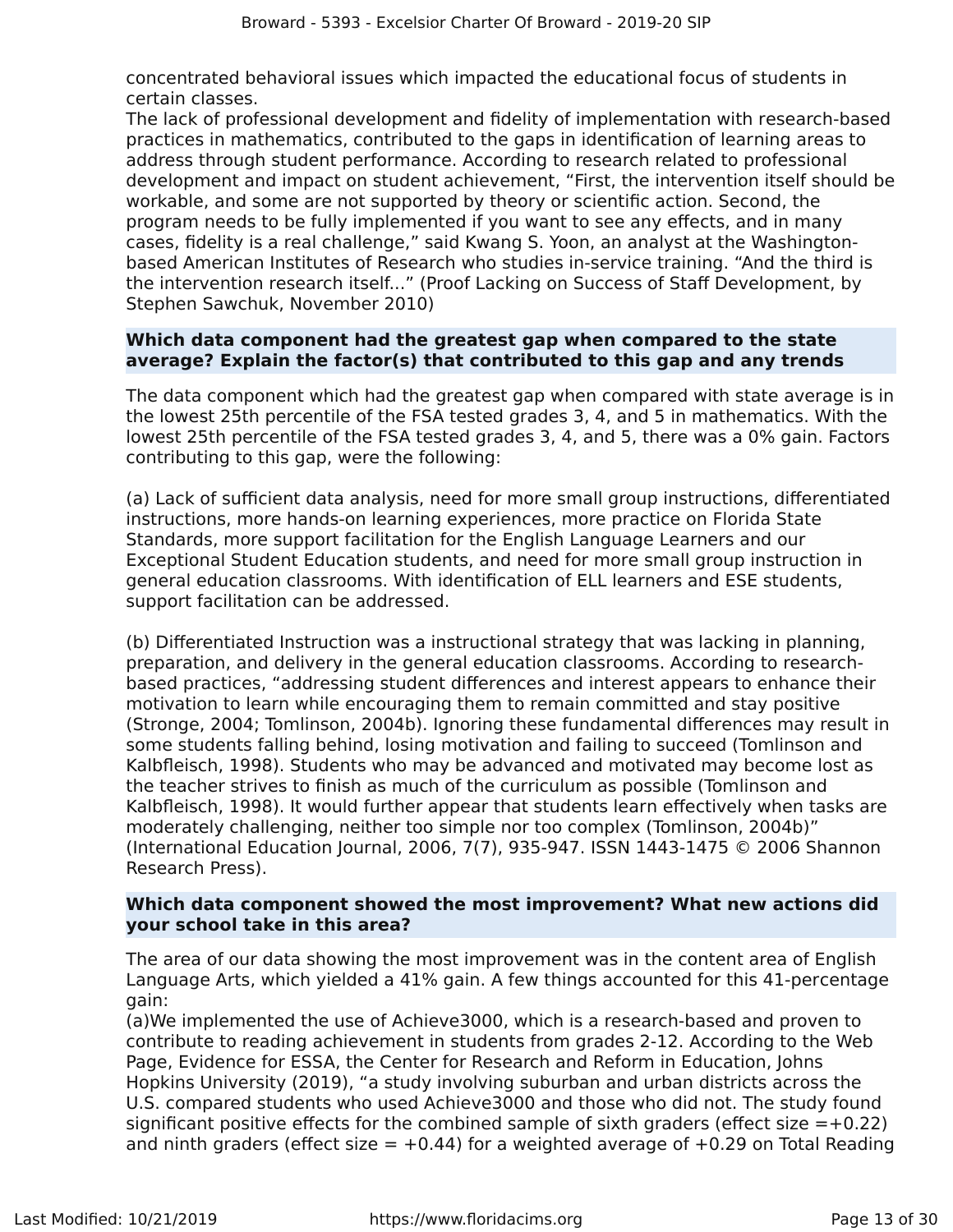concentrated behavioral issues which impacted the educational focus of students in certain classes.

The lack of professional development and fidelity of implementation with research-based practices in mathematics, contributed to the gaps in identification of learning areas to address through student performance. According to research related to professional development and impact on student achievement, “First, the intervention itself should be workable, and some are not supported by theory or scientific action. Second, the program needs to be fully implemented if you want to see any effects, and in many cases, fidelity is a real challenge,” said Kwang S. Yoon, an analyst at the Washington-based American Institutes of Research who studies in-service training. “And the third is the intervention research itself...” (Proof Lacking on Success of Staff Development, by Stephen Sawchuk, November 2010)

**Which data component had the greatest gap when compared to the state average? Explain the factor(s) that contributed to this gap and any trends**

The data component which had the greatest gap when compared with state average is in the lowest 25th percentile of the FSA tested grades 3, 4, and 5 in mathematics. With the lowest 25th percentile of the FSA tested grades 3, 4, and 5, there was a 0% gain. Factors contributing to this gap, were the following:

(a) Lack of sufficient data analysis, need for more small group instructions, differentiated instructions, more hands-on learning experiences, more practice on Florida State Standards, more support facilitation for the English Language Learners and our Exceptional Student Education students, and need for more small group instruction in general education classrooms. With identification of ELL learners and ESE students, support facilitation can be addressed.

(b) Differentiated Instruction was a instructional strategy that was lacking in planning, preparation, and delivery in the general education classrooms. According to research-based practices, “addressing student differences and interest appears to enhance their motivation to learn while encouraging them to remain committed and stay positive (Stronge, 2004; Tomlinson, 2004b). Ignoring these fundamental differences may result in some students falling behind, losing motivation and failing to succeed (Tomlinson and Kalbfleisch, 1998). Students who may be advanced and motivated may become lost as the teacher strives to finish as much of the curriculum as possible (Tomlinson and Kalbfleisch, 1998). It would further appear that students learn effectively when tasks are moderately challenging, neither too simple nor too complex (Tomlinson, 2004b)” (International Education Journal, 2006, 7(7), 935-947. ISSN 1443-1475 © 2006 Shannon Research Press).

**Which data component showed the most improvement? What new actions did your school take in this area?**

The area of our data showing the most improvement was in the content area of English Language Arts, which yielded a 41% gain. A few things accounted for this 41-percentage gain:

(a)We implemented the use of Achieve3000, which is a research-based and proven to contribute to reading achievement in students from grades 2-12. According to the Web Page, Evidence for ESSA, the Center for Research and Reform in Education, Johns Hopkins University (2019), “a study involving suburban and urban districts across the U.S. compared students who used Achieve3000 and those who did not. The study found significant positive effects for the combined sample of sixth graders (effect size =+0.22) and ninth graders (effect size = +0.44) for a weighted average of +0.29 on Total Reading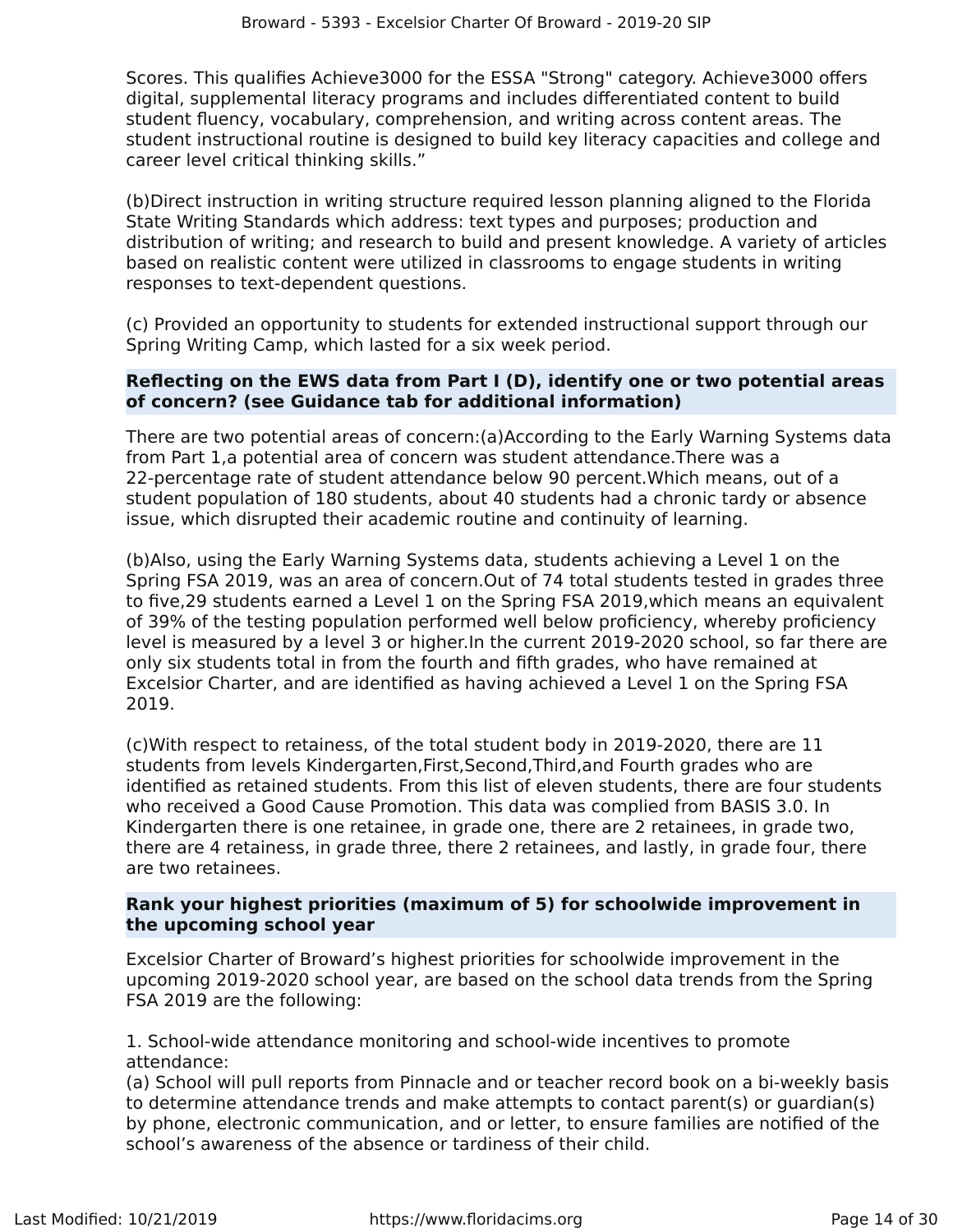Scores. This qualifies Achieve3000 for the ESSA "Strong" category. Achieve3000 offers digital, supplemental literacy programs and includes differentiated content to build student fluency, vocabulary, comprehension, and writing across content areas. The student instructional routine is designed to build key literacy capacities and college and career level critical thinking skills."

(b)Direct instruction in writing structure required lesson planning aligned to the Florida State Writing Standards which address: text types and purposes; production and distribution of writing; and research to build and present knowledge. A variety of articles based on realistic content were utilized in classrooms to engage students in writing responses to text-dependent questions.

(c) Provided an opportunity to students for extended instructional support through our Spring Writing Camp, which lasted for a six week period.

**Reflecting on the EWS data from Part I (D), identify one or two potential areas of concern? (see Guidance tab for additional information)**

There are two potential areas of concern:(a)According to the Early Warning Systems data from Part 1,a potential area of concern was student attendance.There was a 22-percentage rate of student attendance below 90 percent.Which means, out of a student population of 180 students, about 40 students had a chronic tardy or absence issue, which disrupted their academic routine and continuity of learning.

(b)Also, using the Early Warning Systems data, students achieving a Level 1 on the Spring FSA 2019, was an area of concern.Out of 74 total students tested in grades three to five,29 students earned a Level 1 on the Spring FSA 2019,which means an equivalent of 39% of the testing population performed well below proficiency, whereby proficiency level is measured by a level 3 or higher.In the current 2019-2020 school, so far there are only six students total in from the fourth and fifth grades, who have remained at Excelsior Charter, and are identified as having achieved a Level 1 on the Spring FSA 2019.

(c)With respect to retainess, of the total student body in 2019-2020, there are 11 students from levels Kindergarten,First,Second,Third,and Fourth grades who are identified as retained students. From this list of eleven students, there are four students who received a Good Cause Promotion. This data was complied from BASIS 3.0. In Kindergarten there is one retainee, in grade one, there are 2 retainees, in grade two, there are 4 retainess, in grade three, there 2 retainees, and lastly, in grade four, there are two retainees.

**Rank your highest priorities (maximum of 5) for schoolwide improvement in the upcoming school year**

Excelsior Charter of Broward's highest priorities for schoolwide improvement in the upcoming 2019-2020 school year, are based on the school data trends from the Spring FSA 2019 are the following:

1. School-wide attendance monitoring and school-wide incentives to promote attendance:
(a) School will pull reports from Pinnacle and or teacher record book on a bi-weekly basis to determine attendance trends and make attempts to contact parent(s) or guardian(s) by phone, electronic communication, and or letter, to ensure families are notified of the school's awareness of the absence or tardiness of their child.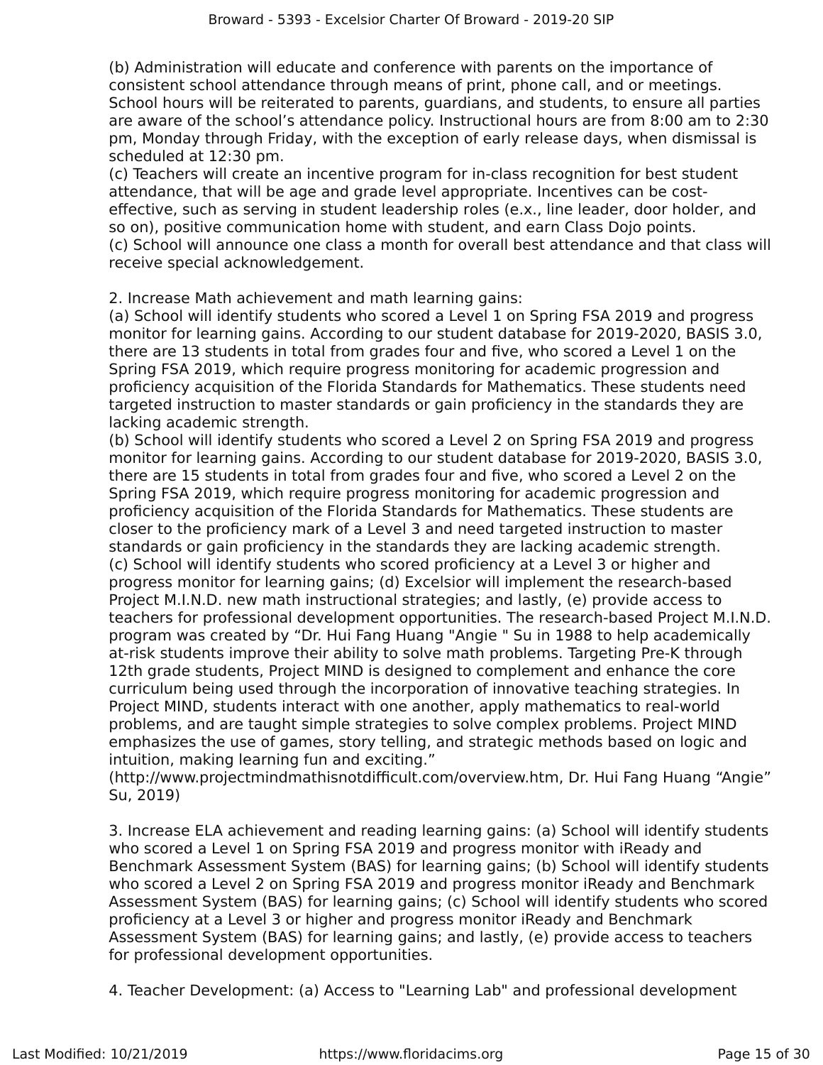(b) Administration will educate and conference with parents on the importance of consistent school attendance through means of print, phone call, and or meetings. School hours will be reiterated to parents, guardians, and students, to ensure all parties are aware of the school's attendance policy. Instructional hours are from 8:00 am to 2:30 pm, Monday through Friday, with the exception of early release days, when dismissal is scheduled at 12:30 pm.
(c) Teachers will create an incentive program for in-class recognition for best student attendance, that will be age and grade level appropriate. Incentives can be cost-effective, such as serving in student leadership roles (e.x., line leader, door holder, and so on), positive communication home with student, and earn Class Dojo points.
(c) School will announce one class a month for overall best attendance and that class will receive special acknowledgement.

2. Increase Math achievement and math learning gains:
(a) School will identify students who scored a Level 1 on Spring FSA 2019 and progress monitor for learning gains. According to our student database for 2019-2020, BASIS 3.0, there are 13 students in total from grades four and five, who scored a Level 1 on the Spring FSA 2019, which require progress monitoring for academic progression and proficiency acquisition of the Florida Standards for Mathematics. These students need targeted instruction to master standards or gain proficiency in the standards they are lacking academic strength.
(b) School will identify students who scored a Level 2 on Spring FSA 2019 and progress monitor for learning gains. According to our student database for 2019-2020, BASIS 3.0, there are 15 students in total from grades four and five, who scored a Level 2 on the Spring FSA 2019, which require progress monitoring for academic progression and proficiency acquisition of the Florida Standards for Mathematics. These students are closer to the proficiency mark of a Level 3 and need targeted instruction to master standards or gain proficiency in the standards they are lacking academic strength.
(c) School will identify students who scored proficiency at a Level 3 or higher and progress monitor for learning gains; (d) Excelsior will implement the research-based Project M.I.N.D. new math instructional strategies; and lastly, (e) provide access to teachers for professional development opportunities. The research-based Project M.I.N.D. program was created by "Dr. Hui Fang Huang "Angie " Su in 1988 to help academically at-risk students improve their ability to solve math problems. Targeting Pre-K through 12th grade students, Project MIND is designed to complement and enhance the core curriculum being used through the incorporation of innovative teaching strategies. In Project MIND, students interact with one another, apply mathematics to real-world problems, and are taught simple strategies to solve complex problems. Project MIND emphasizes the use of games, story telling, and strategic methods based on logic and intuition, making learning fun and exciting."
(http://www.projectmindmathisnotdifficult.com/overview.htm, Dr. Hui Fang Huang "Angie" Su, 2019)

3. Increase ELA achievement and reading learning gains: (a) School will identify students who scored a Level 1 on Spring FSA 2019 and progress monitor with iReady and Benchmark Assessment System (BAS) for learning gains; (b) School will identify students who scored a Level 2 on Spring FSA 2019 and progress monitor iReady and Benchmark Assessment System (BAS) for learning gains; (c) School will identify students who scored proficiency at a Level 3 or higher and progress monitor iReady and Benchmark Assessment System (BAS) for learning gains; and lastly, (e) provide access to teachers for professional development opportunities.

4. Teacher Development: (a) Access to "Learning Lab" and professional development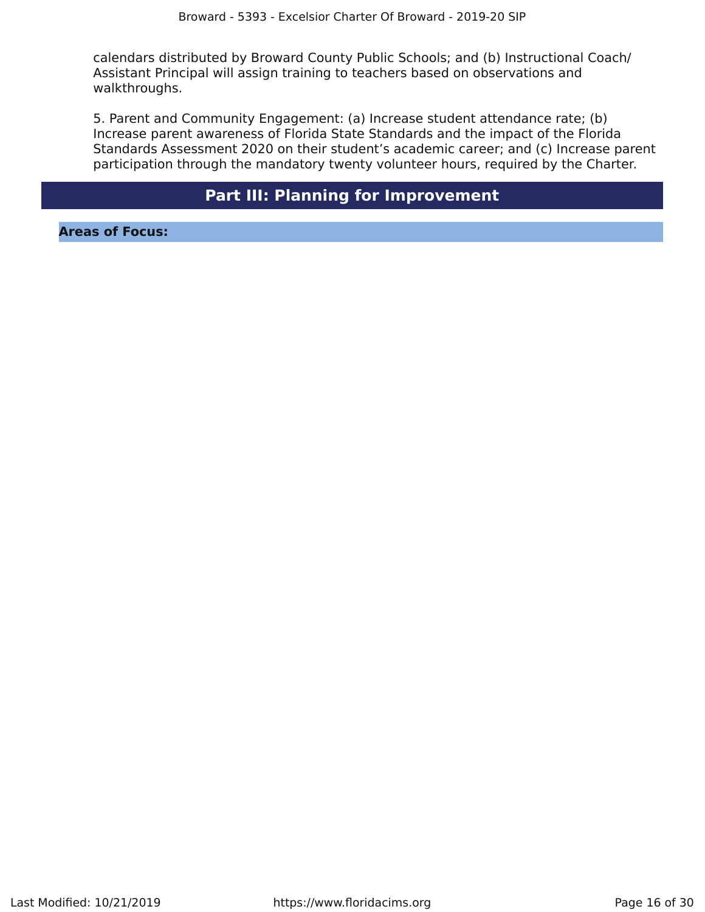calendars distributed by Broward County Public Schools; and (b) Instructional Coach/ Assistant Principal will assign training to teachers based on observations and walkthroughs.

5. Parent and Community Engagement: (a) Increase student attendance rate; (b) Increase parent awareness of Florida State Standards and the impact of the Florida Standards Assessment 2020 on their student's academic career; and (c) Increase parent participation through the mandatory twenty volunteer hours, required by the Charter.

# Part III: Planning for Improvement

## Areas of Focus: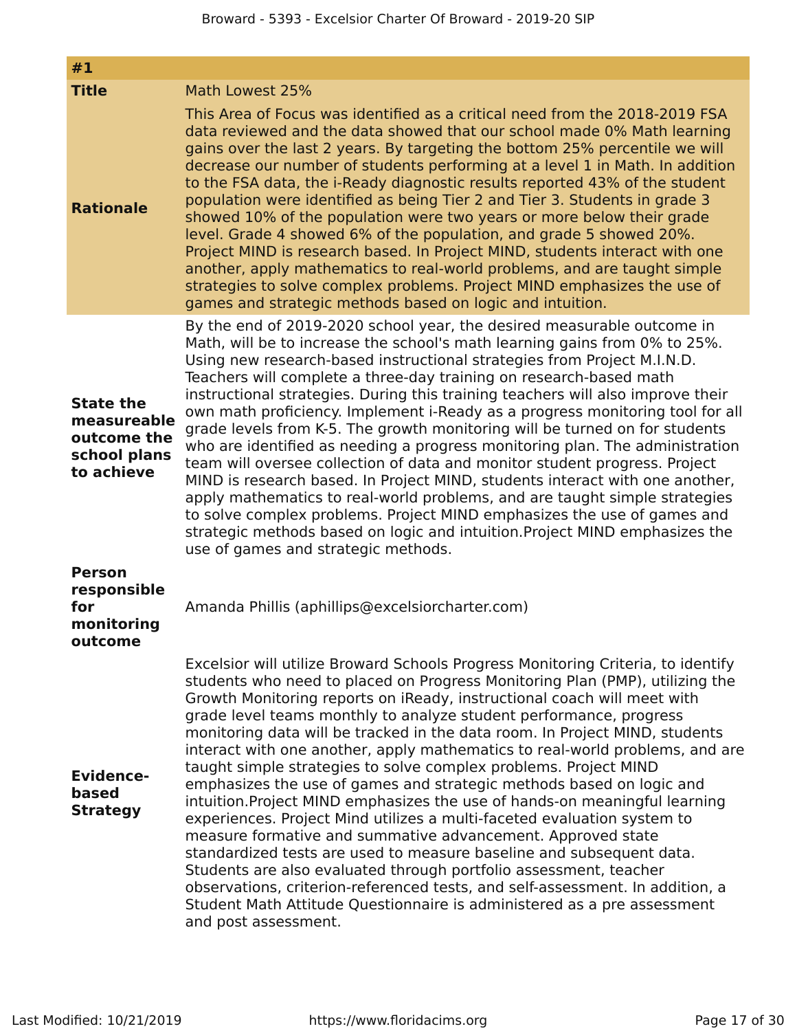| #1 | |
|---|---|
| **Title** | Math Lowest 25% |
| **Rationale** | This Area of Focus was identified as a critical need from the 2018-2019 FSA data reviewed and the data showed that our school made 0% Math learning gains over the last 2 years. By targeting the bottom 25% percentile we will decrease our number of students performing at a level 1 in Math. In addition to the FSA data, the i-Ready diagnostic results reported 43% of the student population were identified as being Tier 2 and Tier 3. Students in grade 3 showed 10% of the population were two years or more below their grade level. Grade 4 showed 6% of the population, and grade 5 showed 20%. Project MIND is research based. In Project MIND, students interact with one another, apply mathematics to real-world problems, and are taught simple strategies to solve complex problems. Project MIND emphasizes the use of games and strategic methods based on logic and intuition. |
| **State the measureable outcome the school plans to achieve** | By the end of 2019-2020 school year, the desired measurable outcome in Math, will be to increase the school's math learning gains from 0% to 25%. Using new research-based instructional strategies from Project M.I.N.D. Teachers will complete a three-day training on research-based math instructional strategies. During this training teachers will also improve their own math proficiency. Implement i-Ready as a progress monitoring tool for all grade levels from K-5. The growth monitoring will be turned on for students who are identified as needing a progress monitoring plan. The administration team will oversee collection of data and monitor student progress. Project MIND is research based. In Project MIND, students interact with one another, apply mathematics to real-world problems, and are taught simple strategies to solve complex problems. Project MIND emphasizes the use of games and strategic methods based on logic and intuition.Project MIND emphasizes the use of games and strategic methods. |
| **Person responsible for monitoring outcome** | Amanda Phillis (aphillips@excelsiorcharter.com) |
| **Evidence-based Strategy** | Excelsior will utilize Broward Schools Progress Monitoring Criteria, to identify students who need to placed on Progress Monitoring Plan (PMP), utilizing the Growth Monitoring reports on iReady, instructional coach will meet with grade level teams monthly to analyze student performance, progress monitoring data will be tracked in the data room. In Project MIND, students interact with one another, apply mathematics to real-world problems, and are taught simple strategies to solve complex problems. Project MIND emphasizes the use of games and strategic methods based on logic and intuition.Project MIND emphasizes the use of hands-on meaningful learning experiences. Project Mind utilizes a multi-faceted evaluation system to measure formative and summative advancement. Approved state standardized tests are used to measure baseline and subsequent data. Students are also evaluated through portfolio assessment, teacher observations, criterion-referenced tests, and self-assessment. In addition, a Student Math Attitude Questionnaire is administered as a pre assessment and post assessment. |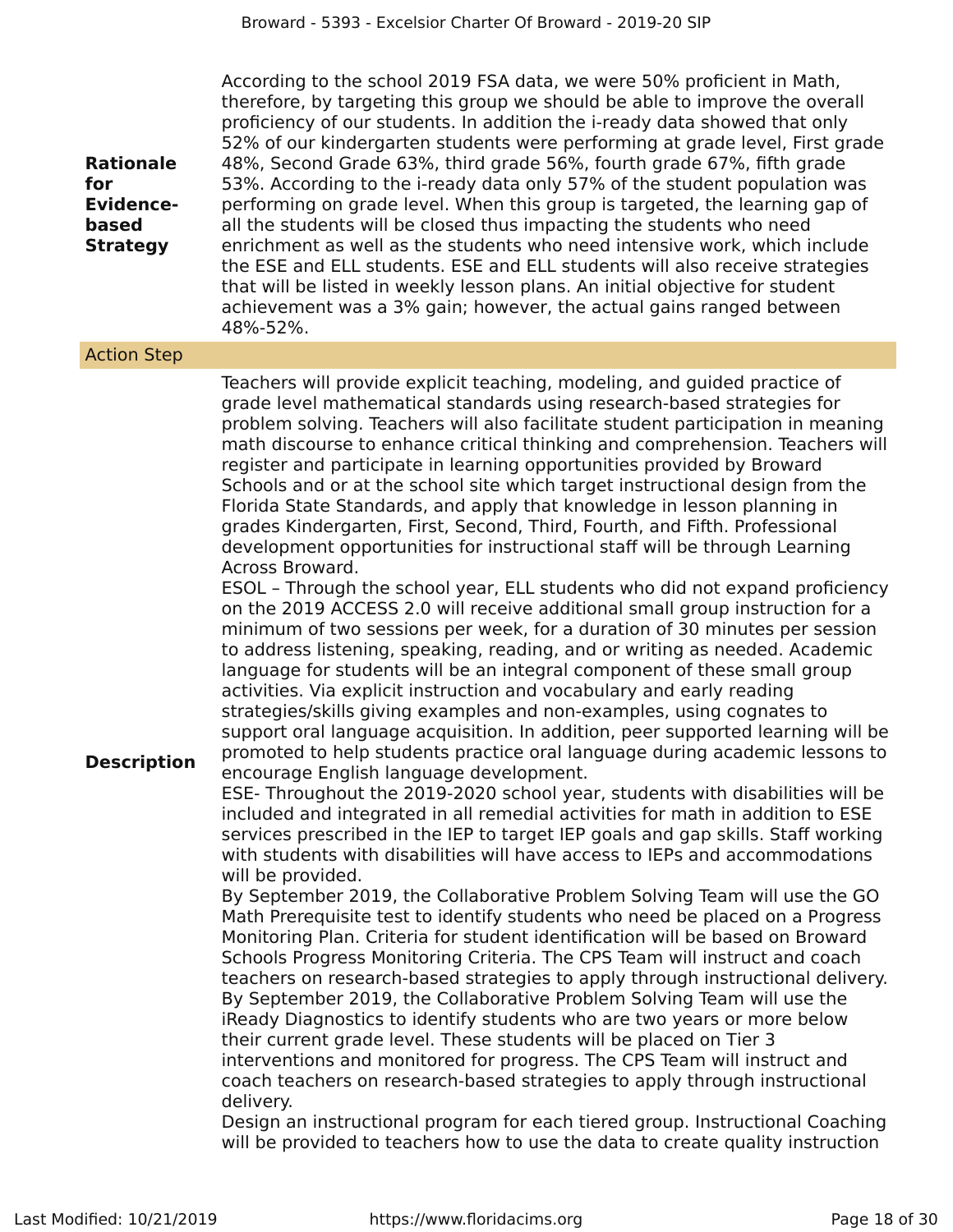| | |
|---|---|
| **Rationale for Evidence-based Strategy** | According to the school 2019 FSA data, we were 50% proficient in Math, therefore, by targeting this group we should be able to improve the overall proficiency of our students. In addition the i-ready data showed that only 52% of our kindergarten students were performing at grade level, First grade 48%, Second Grade 63%, third grade 56%, fourth grade 67%, fifth grade 53%. According to the i-ready data only 57% of the student population was performing on grade level. When this group is targeted, the learning gap of all the students will be closed thus impacting the students who need enrichment as well as the students who need intensive work, which include the ESE and ELL students. ESE and ELL students will also receive strategies that will be listed in weekly lesson plans. An initial objective for student achievement was a 3% gain; however, the actual gains ranged between 48%-52%. |
| **Action Step** | |
| **Description** | Teachers will provide explicit teaching, modeling, and guided practice of grade level mathematical standards using research-based strategies for problem solving. Teachers will also facilitate student participation in meaning math discourse to enhance critical thinking and comprehension. Teachers will register and participate in learning opportunities provided by Broward Schools and or at the school site which target instructional design from the Florida State Standards, and apply that knowledge in lesson planning in grades Kindergarten, First, Second, Third, Fourth, and Fifth. Professional development opportunities for instructional staff will be through Learning Across Broward.<br>ESOL – Through the school year, ELL students who did not expand proficiency on the 2019 ACCESS 2.0 will receive additional small group instruction for a minimum of two sessions per week, for a duration of 30 minutes per session to address listening, speaking, reading, and or writing as needed. Academic language for students will be an integral component of these small group activities. Via explicit instruction and vocabulary and early reading strategies/skills giving examples and non-examples, using cognates to support oral language acquisition. In addition, peer supported learning will be promoted to help students practice oral language during academic lessons to encourage English language development.<br>ESE- Throughout the 2019-2020 school year, students with disabilities will be included and integrated in all remedial activities for math in addition to ESE services prescribed in the IEP to target IEP goals and gap skills. Staff working with students with disabilities will have access to IEPs and accommodations will be provided.<br>By September 2019, the Collaborative Problem Solving Team will use the GO Math Prerequisite test to identify students who need be placed on a Progress Monitoring Plan. Criteria for student identification will be based on Broward Schools Progress Monitoring Criteria. The CPS Team will instruct and coach teachers on research-based strategies to apply through instructional delivery.<br>By September 2019, the Collaborative Problem Solving Team will use the iReady Diagnostics to identify students who are two years or more below their current grade level. These students will be placed on Tier 3 interventions and monitored for progress. The CPS Team will instruct and coach teachers on research-based strategies to apply through instructional delivery.<br>Design an instructional program for each tiered group. Instructional Coaching will be provided to teachers how to use the data to create quality instruction |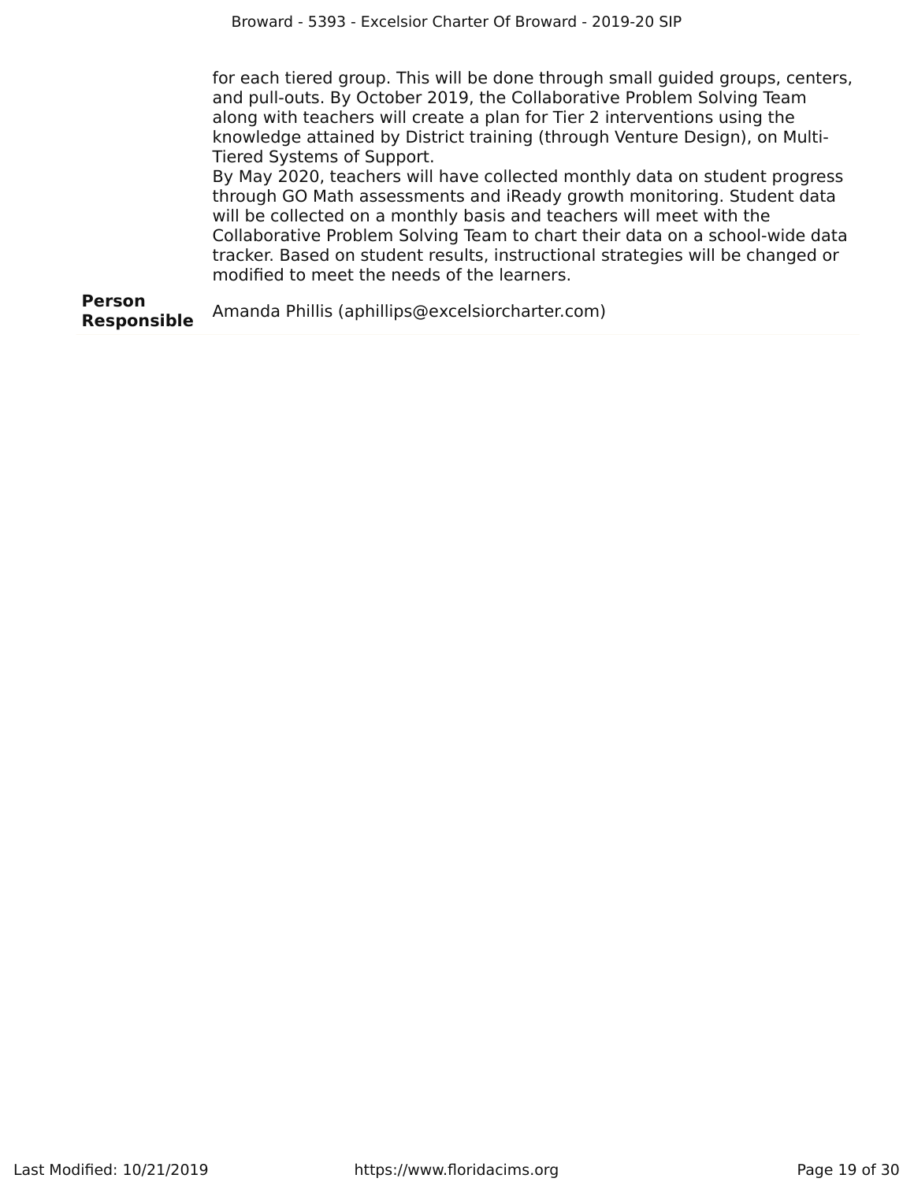for each tiered group. This will be done through small guided groups, centers, and pull-outs. By October 2019, the Collaborative Problem Solving Team along with teachers will create a plan for Tier 2 interventions using the knowledge attained by District training (through Venture Design), on Multi-Tiered Systems of Support.

By May 2020, teachers will have collected monthly data on student progress through GO Math assessments and iReady growth monitoring. Student data will be collected on a monthly basis and teachers will meet with the Collaborative Problem Solving Team to chart their data on a school-wide data tracker. Based on student results, instructional strategies will be changed or modified to meet the needs of the learners.

| **Person Responsible** | Amanda Phillis (aphillips@excelsiorcharter.com) |
|---|---|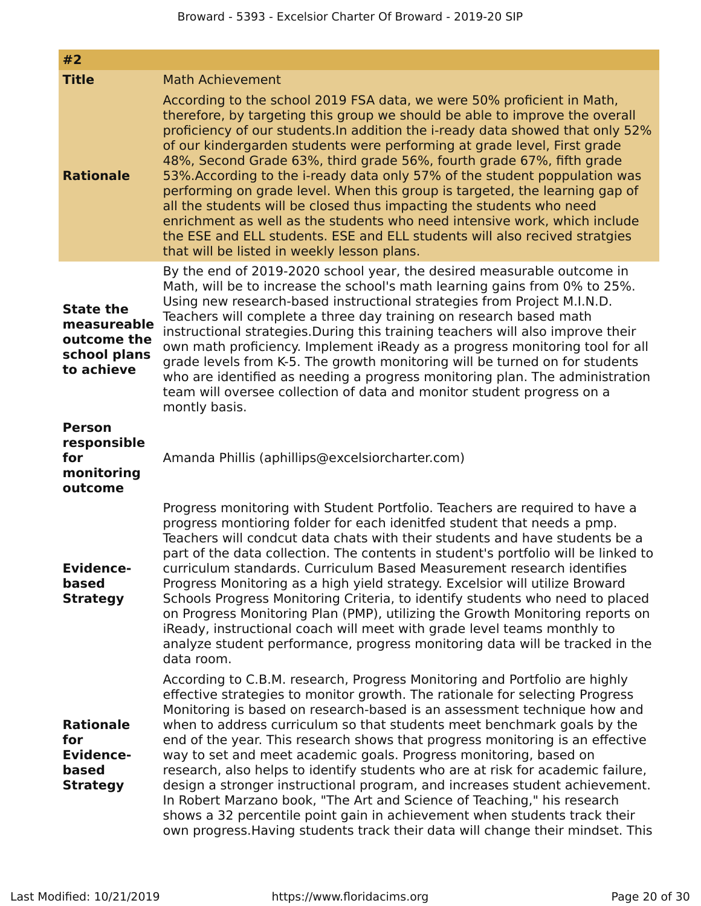| #2 | |
|---|---|
| **Title** | Math Achievement |
| **Rationale** | According to the school 2019 FSA data, we were 50% proficient in Math, therefore, by targeting this group we should be able to improve the overall proficiency of our students.In addition the i-ready data showed that only 52% of our kindergarden students were performing at grade level, First grade 48%, Second Grade 63%, third grade 56%, fourth grade 67%, fifth grade 53%.According to the i-ready data only 57% of the student poppulation was performing on grade level. When this group is targeted, the learning gap of all the students will be closed thus impacting the students who need enrichment as well as the students who need intensive work, which include the ESE and ELL students. ESE and ELL students will also recived stratgies that will be listed in weekly lesson plans. |
| **State the measureable outcome the school plans to achieve** | By the end of 2019-2020 school year, the desired measurable outcome in Math, will be to increase the school's math learning gains from 0% to 25%. Using new research-based instructional strategies from Project M.I.N.D. Teachers will complete a three day training on research based math instructional strategies.During this training teachers will also improve their own math proficiency. Implement iReady as a progress monitoring tool for all grade levels from K-5. The growth monitoring will be turned on for students who are identified as needing a progress monitoring plan. The administration team will oversee collection of data and monitor student progress on a montly basis. |
| **Person responsible for monitoring outcome** | Amanda Phillis (aphillips@excelsiorcharter.com) |
| **Evidence-based Strategy** | Progress monitoring with Student Portfolio. Teachers are required to have a progress montioring folder for each idenitfed student that needs a pmp. Teachers will condcut data chats with their students and have students be a part of the data collection. The contents in student's portfolio will be linked to curriculum standards. Curriculum Based Measurement research identifies Progress Monitoring as a high yield strategy. Excelsior will utilize Broward Schools Progress Monitoring Criteria, to identify students who need to placed on Progress Monitoring Plan (PMP), utilizing the Growth Monitoring reports on iReady, instructional coach will meet with grade level teams monthly to analyze student performance, progress monitoring data will be tracked in the data room. |
| **Rationale for Evidence-based Strategy** | According to C.B.M. research, Progress Monitoring and Portfolio are highly effective strategies to monitor growth. The rationale for selecting Progress Monitoring is based on research-based is an assessment technique how and when to address curriculum so that students meet benchmark goals by the end of the year. This research shows that progress monitoring is an effective way to set and meet academic goals. Progress monitoring, based on research, also helps to identify students who are at risk for academic failure, design a stronger instructional program, and increases student achievement. In Robert Marzano book, "The Art and Science of Teaching," his research shows a 32 percentile point gain in achievement when students track their own progress.Having students track their data will change their mindset. This |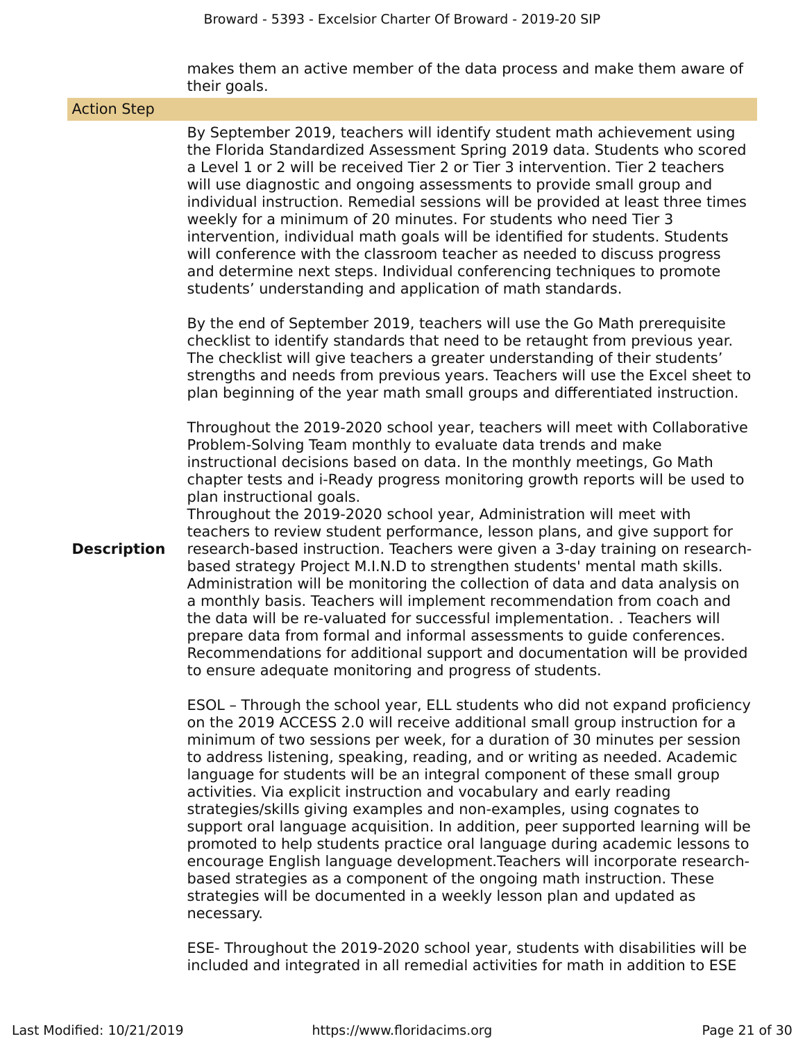makes them an active member of the data process and make them aware of their goals.

| Action Step | |
|---|---|
| **Description** | By September 2019, teachers will identify student math achievement using the Florida Standardized Assessment Spring 2019 data. Students who scored a Level 1 or 2 will be received Tier 2 or Tier 3 intervention. Tier 2 teachers will use diagnostic and ongoing assessments to provide small group and individual instruction. Remedial sessions will be provided at least three times weekly for a minimum of 20 minutes. For students who need Tier 3 intervention, individual math goals will be identified for students. Students will conference with the classroom teacher as needed to discuss progress and determine next steps. Individual conferencing techniques to promote students' understanding and application of math standards.<br><br>By the end of September 2019, teachers will use the Go Math prerequisite checklist to identify standards that need to be retaught from previous year. The checklist will give teachers a greater understanding of their students' strengths and needs from previous years. Teachers will use the Excel sheet to plan beginning of the year math small groups and differentiated instruction.<br><br>Throughout the 2019-2020 school year, teachers will meet with Collaborative Problem-Solving Team monthly to evaluate data trends and make instructional decisions based on data. In the monthly meetings, Go Math chapter tests and i-Ready progress monitoring growth reports will be used to plan instructional goals.<br>Throughout the 2019-2020 school year, Administration will meet with teachers to review student performance, lesson plans, and give support for research-based instruction. Teachers were given a 3-day training on research-based strategy Project M.I.N.D to strengthen students' mental math skills. Administration will be monitoring the collection of data and data analysis on a monthly basis. Teachers will implement recommendation from coach and the data will be re-valuated for successful implementation. . Teachers will prepare data from formal and informal assessments to guide conferences. Recommendations for additional support and documentation will be provided to ensure adequate monitoring and progress of students.<br><br>ESOL – Through the school year, ELL students who did not expand proficiency on the 2019 ACCESS 2.0 will receive additional small group instruction for a minimum of two sessions per week, for a duration of 30 minutes per session to address listening, speaking, reading, and or writing as needed. Academic language for students will be an integral component of these small group activities. Via explicit instruction and vocabulary and early reading strategies/skills giving examples and non-examples, using cognates to support oral language acquisition. In addition, peer supported learning will be promoted to help students practice oral language during academic lessons to encourage English language development.Teachers will incorporate research-based strategies as a component of the ongoing math instruction. These strategies will be documented in a weekly lesson plan and updated as necessary.<br><br>ESE- Throughout the 2019-2020 school year, students with disabilities will be included and integrated in all remedial activities for math in addition to ESE |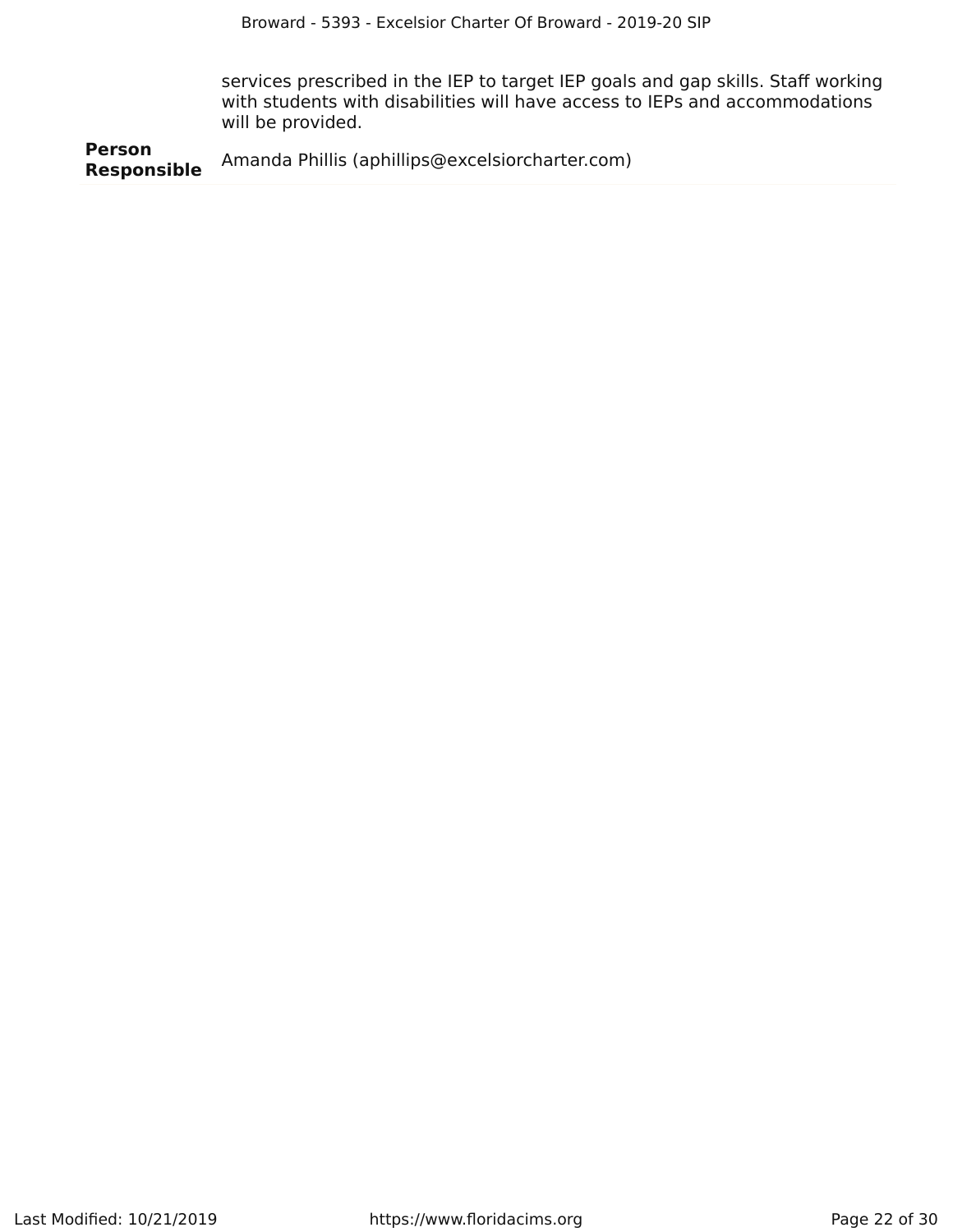|  |  |
| --- | --- |
|  | services prescribed in the IEP to target IEP goals and gap skills. Staff working with students with disabilities will have access to IEPs and accommodations will be provided. |
| **Person Responsible** | Amanda Phillis (aphillips@excelsiorcharter.com) |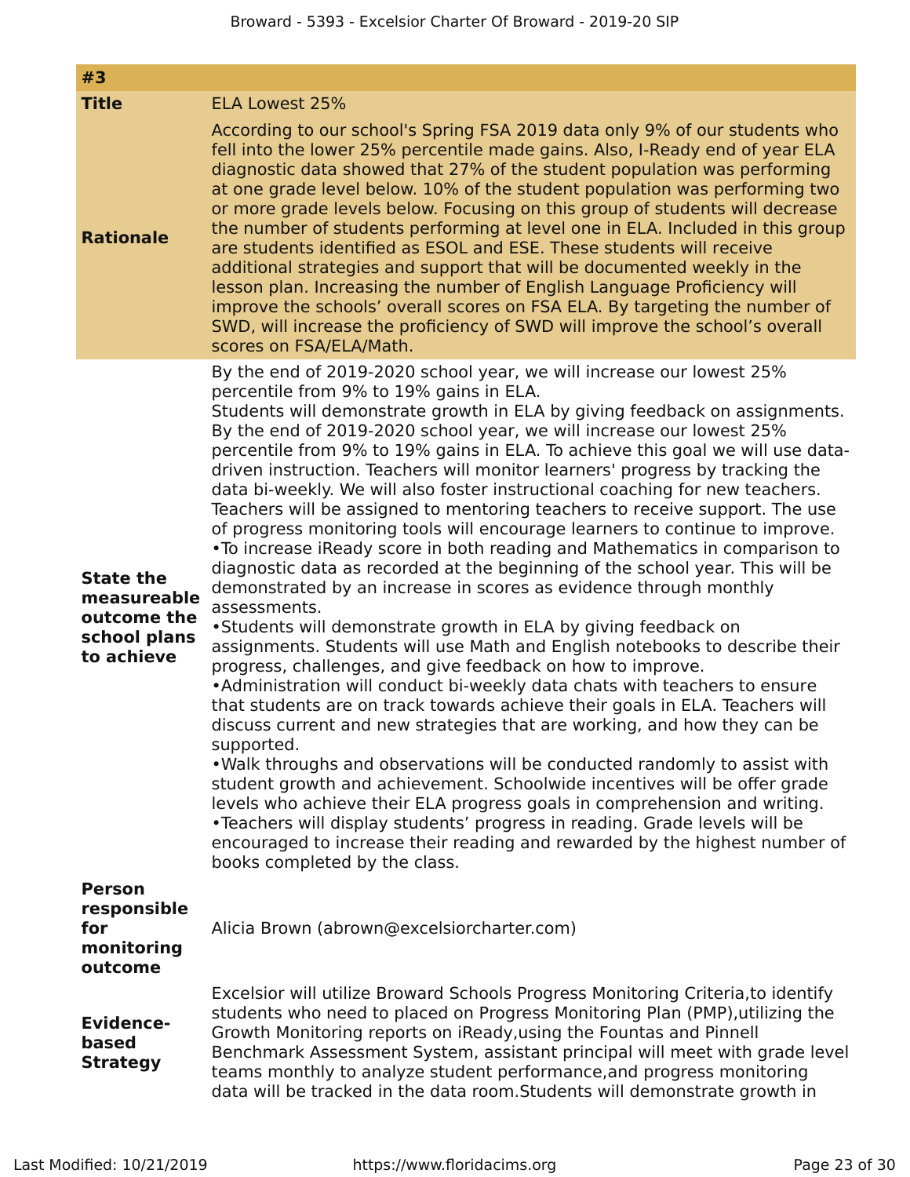| #3 | |
|---|---|
| **Title** | ELA Lowest 25% |
| **Rationale** | According to our school's Spring FSA 2019 data only 9% of our students who fell into the lower 25% percentile made gains. Also, I-Ready end of year ELA diagnostic data showed that 27% of the student population was performing at one grade level below. 10% of the student population was performing two or more grade levels below. Focusing on this group of students will decrease the number of students performing at level one in ELA. Included in this group are students identified as ESOL and ESE. These students will receive additional strategies and support that will be documented weekly in the lesson plan. Increasing the number of English Language Proficiency will improve the schools' overall scores on FSA ELA. By targeting the number of SWD, will increase the proficiency of SWD will improve the school's overall scores on FSA/ELA/Math. |
| **State the measureable outcome the school plans to achieve** | By the end of 2019-2020 school year, we will increase our lowest 25% percentile from 9% to 19% gains in ELA.<br>Students will demonstrate growth in ELA by giving feedback on assignments. By the end of 2019-2020 school year, we will increase our lowest 25% percentile from 9% to 19% gains in ELA. To achieve this goal we will use data-driven instruction. Teachers will monitor learners' progress by tracking the data bi-weekly. We will also foster instructional coaching for new teachers. Teachers will be assigned to mentoring teachers to receive support. The use of progress monitoring tools will encourage learners to continue to improve.<br>•To increase iReady score in both reading and Mathematics in comparison to diagnostic data as recorded at the beginning of the school year. This will be demonstrated by an increase in scores as evidence through monthly assessments.<br>•Students will demonstrate growth in ELA by giving feedback on assignments. Students will use Math and English notebooks to describe their progress, challenges, and give feedback on how to improve.<br>•Administration will conduct bi-weekly data chats with teachers to ensure that students are on track towards achieve their goals in ELA. Teachers will discuss current and new strategies that are working, and how they can be supported.<br>•Walk throughs and observations will be conducted randomly to assist with student growth and achievement. Schoolwide incentives will be offer grade levels who achieve their ELA progress goals in comprehension and writing.<br>•Teachers will display students' progress in reading. Grade levels will be encouraged to increase their reading and rewarded by the highest number of books completed by the class. |
| **Person responsible for monitoring outcome** | Alicia Brown (abrown@excelsiorcharter.com) |
| **Evidence-based Strategy** | Excelsior will utilize Broward Schools Progress Monitoring Criteria,to identify students who need to placed on Progress Monitoring Plan (PMP),utilizing the Growth Monitoring reports on iReady,using the Fountas and Pinnell Benchmark Assessment System, assistant principal will meet with grade level teams monthly to analyze student performance,and progress monitoring data will be tracked in the data room.Students will demonstrate growth in |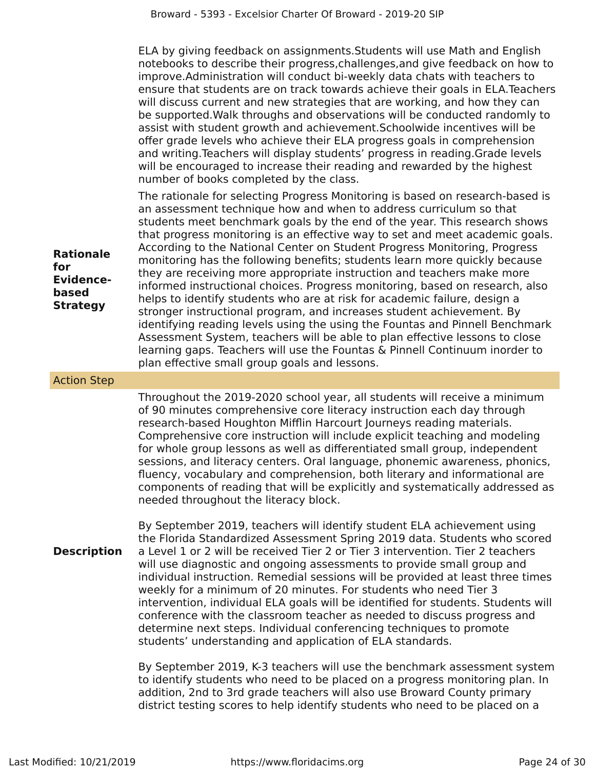ELA by giving feedback on assignments.Students will use Math and English notebooks to describe their progress,challenges,and give feedback on how to improve.Administration will conduct bi-weekly data chats with teachers to ensure that students are on track towards achieve their goals in ELA.Teachers will discuss current and new strategies that are working, and how they can be supported.Walk throughs and observations will be conducted randomly to assist with student growth and achievement.Schoolwide incentives will be offer grade levels who achieve their ELA progress goals in comprehension and writing.Teachers will display students' progress in reading.Grade levels will be encouraged to increase their reading and rewarded by the highest number of books completed by the class.

**Rationale for Evidence-based Strategy**

The rationale for selecting Progress Monitoring is based on research-based is an assessment technique how and when to address curriculum so that students meet benchmark goals by the end of the year. This research shows that progress monitoring is an effective way to set and meet academic goals. According to the National Center on Student Progress Monitoring, Progress monitoring has the following benefits; students learn more quickly because they are receiving more appropriate instruction and teachers make more informed instructional choices. Progress monitoring, based on research, also helps to identify students who are at risk for academic failure, design a stronger instructional program, and increases student achievement. By identifying reading levels using the using the Fountas and Pinnell Benchmark Assessment System, teachers will be able to plan effective lessons to close learning gaps. Teachers will use the Fountas & Pinnell Continuum inorder to plan effective small group goals and lessons.

## Action Step

**Description**

Throughout the 2019-2020 school year, all students will receive a minimum of 90 minutes comprehensive core literacy instruction each day through research-based Houghton Mifflin Harcourt Journeys reading materials. Comprehensive core instruction will include explicit teaching and modeling for whole group lessons as well as differentiated small group, independent sessions, and literacy centers. Oral language, phonemic awareness, phonics, fluency, vocabulary and comprehension, both literary and informational are components of reading that will be explicitly and systematically addressed as needed throughout the literacy block.

By September 2019, teachers will identify student ELA achievement using the Florida Standardized Assessment Spring 2019 data. Students who scored a Level 1 or 2 will be received Tier 2 or Tier 3 intervention. Tier 2 teachers will use diagnostic and ongoing assessments to provide small group and individual instruction. Remedial sessions will be provided at least three times weekly for a minimum of 20 minutes. For students who need Tier 3 intervention, individual ELA goals will be identified for students. Students will conference with the classroom teacher as needed to discuss progress and determine next steps. Individual conferencing techniques to promote students' understanding and application of ELA standards.

By September 2019, K-3 teachers will use the benchmark assessment system to identify students who need to be placed on a progress monitoring plan. In addition, 2nd to 3rd grade teachers will also use Broward County primary district testing scores to help identify students who need to be placed on a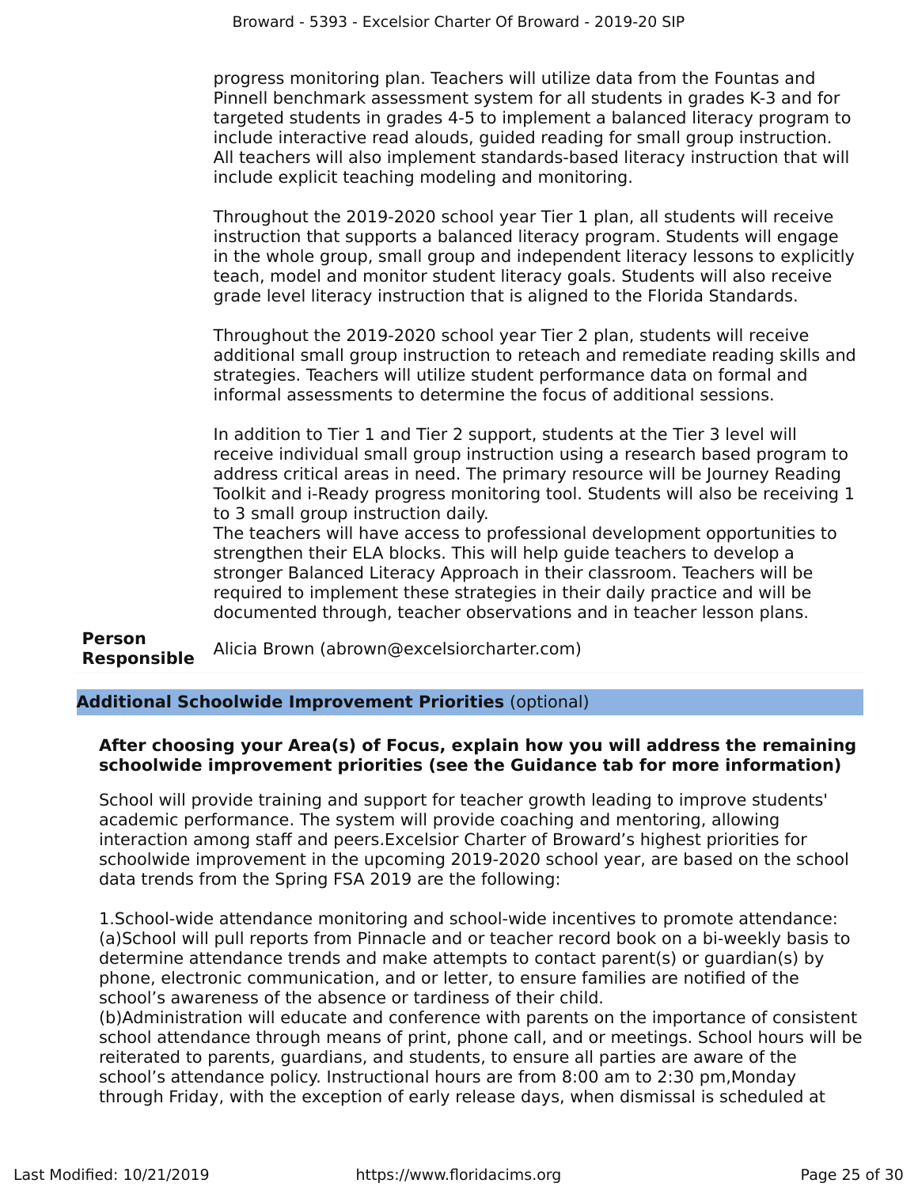progress monitoring plan. Teachers will utilize data from the Fountas and Pinnell benchmark assessment system for all students in grades K-3 and for targeted students in grades 4-5 to implement a balanced literacy program to include interactive read alouds, guided reading for small group instruction. All teachers will also implement standards-based literacy instruction that will include explicit teaching modeling and monitoring.

Throughout the 2019-2020 school year Tier 1 plan, all students will receive instruction that supports a balanced literacy program. Students will engage in the whole group, small group and independent literacy lessons to explicitly teach, model and monitor student literacy goals. Students will also receive grade level literacy instruction that is aligned to the Florida Standards.

Throughout the 2019-2020 school year Tier 2 plan, students will receive additional small group instruction to reteach and remediate reading skills and strategies. Teachers will utilize student performance data on formal and informal assessments to determine the focus of additional sessions.

In addition to Tier 1 and Tier 2 support, students at the Tier 3 level will receive individual small group instruction using a research based program to address critical areas in need. The primary resource will be Journey Reading Toolkit and i-Ready progress monitoring tool. Students will also be receiving 1 to 3 small group instruction daily.
The teachers will have access to professional development opportunities to strengthen their ELA blocks. This will help guide teachers to develop a stronger Balanced Literacy Approach in their classroom. Teachers will be required to implement these strategies in their daily practice and will be documented through, teacher observations and in teacher lesson plans.

**Person Responsible** Alicia Brown (abrown@excelsiorcharter.com)

## Additional Schoolwide Improvement Priorities (optional)

**After choosing your Area(s) of Focus, explain how you will address the remaining schoolwide improvement priorities (see the Guidance tab for more information)**

School will provide training and support for teacher growth leading to improve students' academic performance. The system will provide coaching and mentoring, allowing interaction among staff and peers.Excelsior Charter of Broward's highest priorities for schoolwide improvement in the upcoming 2019-2020 school year, are based on the school data trends from the Spring FSA 2019 are the following:

1.School-wide attendance monitoring and school-wide incentives to promote attendance:
(a)School will pull reports from Pinnacle and or teacher record book on a bi-weekly basis to determine attendance trends and make attempts to contact parent(s) or guardian(s) by phone, electronic communication, and or letter, to ensure families are notified of the school's awareness of the absence or tardiness of their child.
(b)Administration will educate and conference with parents on the importance of consistent school attendance through means of print, phone call, and or meetings. School hours will be reiterated to parents, guardians, and students, to ensure all parties are aware of the school's attendance policy. Instructional hours are from 8:00 am to 2:30 pm,Monday through Friday, with the exception of early release days, when dismissal is scheduled at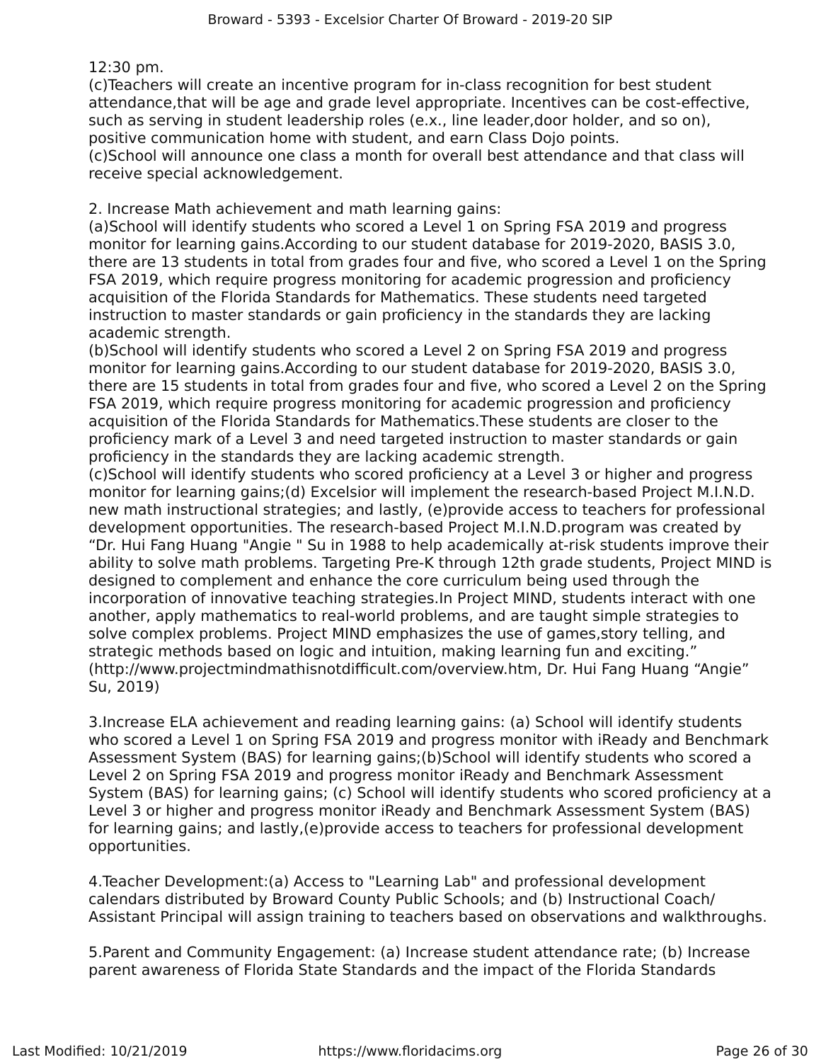12:30 pm.
(c)Teachers will create an incentive program for in-class recognition for best student attendance,that will be age and grade level appropriate. Incentives can be cost-effective, such as serving in student leadership roles (e.x., line leader,door holder, and so on), positive communication home with student, and earn Class Dojo points.
(c)School will announce one class a month for overall best attendance and that class will receive special acknowledgement.

2. Increase Math achievement and math learning gains:
(a)School will identify students who scored a Level 1 on Spring FSA 2019 and progress monitor for learning gains.According to our student database for 2019-2020, BASIS 3.0, there are 13 students in total from grades four and five, who scored a Level 1 on the Spring FSA 2019, which require progress monitoring for academic progression and proficiency acquisition of the Florida Standards for Mathematics. These students need targeted instruction to master standards or gain proficiency in the standards they are lacking academic strength.
(b)School will identify students who scored a Level 2 on Spring FSA 2019 and progress monitor for learning gains.According to our student database for 2019-2020, BASIS 3.0, there are 15 students in total from grades four and five, who scored a Level 2 on the Spring FSA 2019, which require progress monitoring for academic progression and proficiency acquisition of the Florida Standards for Mathematics.These students are closer to the proficiency mark of a Level 3 and need targeted instruction to master standards or gain proficiency in the standards they are lacking academic strength.
(c)School will identify students who scored proficiency at a Level 3 or higher and progress monitor for learning gains;(d) Excelsior will implement the research-based Project M.I.N.D. new math instructional strategies; and lastly, (e)provide access to teachers for professional development opportunities. The research-based Project M.I.N.D.program was created by "Dr. Hui Fang Huang "Angie " Su in 1988 to help academically at-risk students improve their ability to solve math problems. Targeting Pre-K through 12th grade students, Project MIND is designed to complement and enhance the core curriculum being used through the incorporation of innovative teaching strategies.In Project MIND, students interact with one another, apply mathematics to real-world problems, and are taught simple strategies to solve complex problems. Project MIND emphasizes the use of games,story telling, and strategic methods based on logic and intuition, making learning fun and exciting." (http://www.projectmindmathisnotdifficult.com/overview.htm, Dr. Hui Fang Huang "Angie" Su, 2019)

3.Increase ELA achievement and reading learning gains: (a) School will identify students who scored a Level 1 on Spring FSA 2019 and progress monitor with iReady and Benchmark Assessment System (BAS) for learning gains;(b)School will identify students who scored a Level 2 on Spring FSA 2019 and progress monitor iReady and Benchmark Assessment System (BAS) for learning gains; (c) School will identify students who scored proficiency at a Level 3 or higher and progress monitor iReady and Benchmark Assessment System (BAS) for learning gains; and lastly,(e)provide access to teachers for professional development opportunities.

4.Teacher Development:(a) Access to "Learning Lab" and professional development calendars distributed by Broward County Public Schools; and (b) Instructional Coach/ Assistant Principal will assign training to teachers based on observations and walkthroughs.

5.Parent and Community Engagement: (a) Increase student attendance rate; (b) Increase parent awareness of Florida State Standards and the impact of the Florida Standards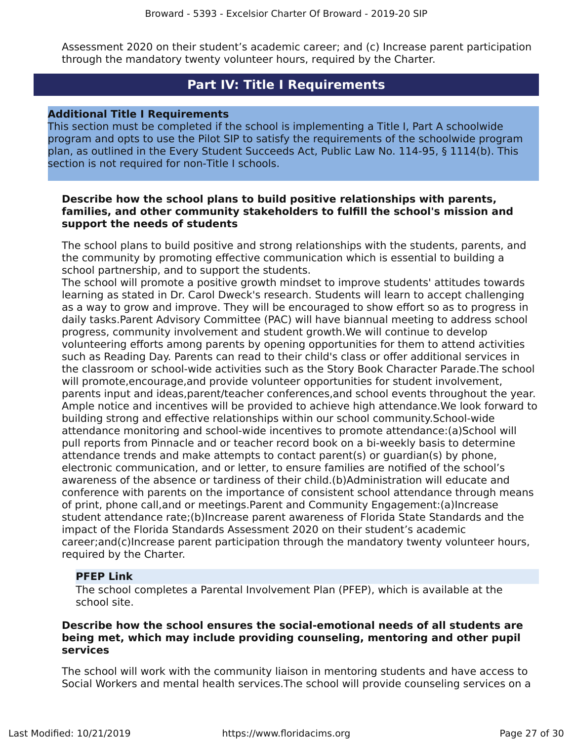Assessment 2020 on their student's academic career; and (c) Increase parent participation through the mandatory twenty volunteer hours, required by the Charter.

## Part IV: Title I Requirements

### Additional Title I Requirements

This section must be completed if the school is implementing a Title I, Part A schoolwide program and opts to use the Pilot SIP to satisfy the requirements of the schoolwide program plan, as outlined in the Every Student Succeeds Act, Public Law No. 114-95, § 1114(b). This section is not required for non-Title I schools.

**Describe how the school plans to build positive relationships with parents, families, and other community stakeholders to fulfill the school's mission and support the needs of students**

The school plans to build positive and strong relationships with the students, parents, and the community by promoting effective communication which is essential to building a school partnership, and to support the students.
The school will promote a positive growth mindset to improve students' attitudes towards learning as stated in Dr. Carol Dweck's research. Students will learn to accept challenging as a way to grow and improve. They will be encouraged to show effort so as to progress in daily tasks.Parent Advisory Committee (PAC) will have biannual meeting to address school progress, community involvement and student growth.We will continue to develop volunteering efforts among parents by opening opportunities for them to attend activities such as Reading Day. Parents can read to their child's class or offer additional services in the classroom or school-wide activities such as the Story Book Character Parade.The school will promote,encourage,and provide volunteer opportunities for student involvement, parents input and ideas,parent/teacher conferences,and school events throughout the year. Ample notice and incentives will be provided to achieve high attendance.We look forward to building strong and effective relationships within our school community.School-wide attendance monitoring and school-wide incentives to promote attendance:(a)School will pull reports from Pinnacle and or teacher record book on a bi-weekly basis to determine attendance trends and make attempts to contact parent(s) or guardian(s) by phone, electronic communication, and or letter, to ensure families are notified of the school's awareness of the absence or tardiness of their child.(b)Administration will educate and conference with parents on the importance of consistent school attendance through means of print, phone call,and or meetings.Parent and Community Engagement:(a)Increase student attendance rate;(b)Increase parent awareness of Florida State Standards and the impact of the Florida Standards Assessment 2020 on their student's academic career;and(c)Increase parent participation through the mandatory twenty volunteer hours, required by the Charter.

**PFEP Link**

The school completes a Parental Involvement Plan (PFEP), which is available at the school site.

**Describe how the school ensures the social-emotional needs of all students are being met, which may include providing counseling, mentoring and other pupil services**

The school will work with the community liaison in mentoring students and have access to Social Workers and mental health services.The school will provide counseling services on a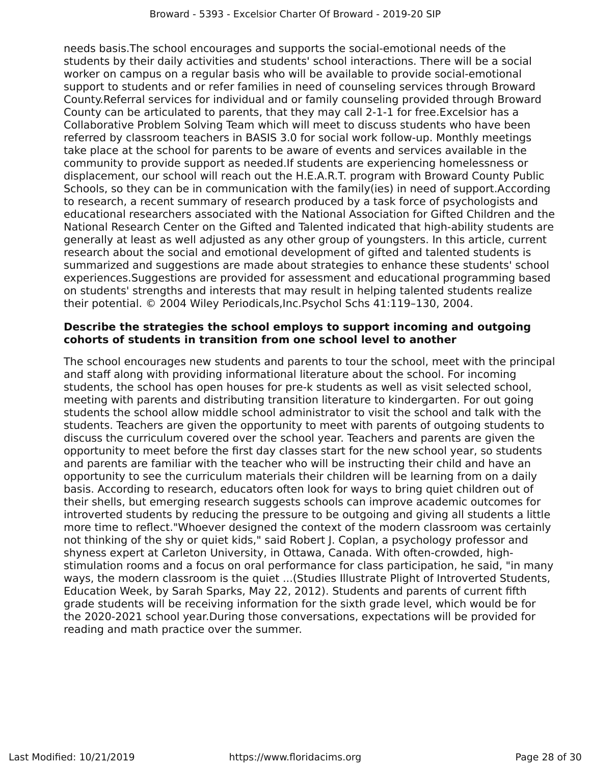needs basis.The school encourages and supports the social-emotional needs of the students by their daily activities and students' school interactions. There will be a social worker on campus on a regular basis who will be available to provide social-emotional support to students and or refer families in need of counseling services through Broward County.Referral services for individual and or family counseling provided through Broward County can be articulated to parents, that they may call 2-1-1 for free.Excelsior has a Collaborative Problem Solving Team which will meet to discuss students who have been referred by classroom teachers in BASIS 3.0 for social work follow-up. Monthly meetings take place at the school for parents to be aware of events and services available in the community to provide support as needed.If students are experiencing homelessness or displacement, our school will reach out the H.E.A.R.T. program with Broward County Public Schools, so they can be in communication with the family(ies) in need of support.According to research, a recent summary of research produced by a task force of psychologists and educational researchers associated with the National Association for Gifted Children and the National Research Center on the Gifted and Talented indicated that high-ability students are generally at least as well adjusted as any other group of youngsters. In this article, current research about the social and emotional development of gifted and talented students is summarized and suggestions are made about strategies to enhance these students' school experiences.Suggestions are provided for assessment and educational programming based on students' strengths and interests that may result in helping talented students realize their potential. © 2004 Wiley Periodicals,Inc.Psychol Schs 41:119–130, 2004.

**Describe the strategies the school employs to support incoming and outgoing cohorts of students in transition from one school level to another**

The school encourages new students and parents to tour the school, meet with the principal and staff along with providing informational literature about the school. For incoming students, the school has open houses for pre-k students as well as visit selected school, meeting with parents and distributing transition literature to kindergarten. For out going students the school allow middle school administrator to visit the school and talk with the students. Teachers are given the opportunity to meet with parents of outgoing students to discuss the curriculum covered over the school year. Teachers and parents are given the opportunity to meet before the first day classes start for the new school year, so students and parents are familiar with the teacher who will be instructing their child and have an opportunity to see the curriculum materials their children will be learning from on a daily basis. According to research, educators often look for ways to bring quiet children out of their shells, but emerging research suggests schools can improve academic outcomes for introverted students by reducing the pressure to be outgoing and giving all students a little more time to reflect."Whoever designed the context of the modern classroom was certainly not thinking of the shy or quiet kids," said Robert J. Coplan, a psychology professor and shyness expert at Carleton University, in Ottawa, Canada. With often-crowded, high-stimulation rooms and a focus on oral performance for class participation, he said, "in many ways, the modern classroom is the quiet ...(Studies Illustrate Plight of Introverted Students, Education Week, by Sarah Sparks, May 22, 2012). Students and parents of current fifth grade students will be receiving information for the sixth grade level, which would be for the 2020-2021 school year.During those conversations, expectations will be provided for reading and math practice over the summer.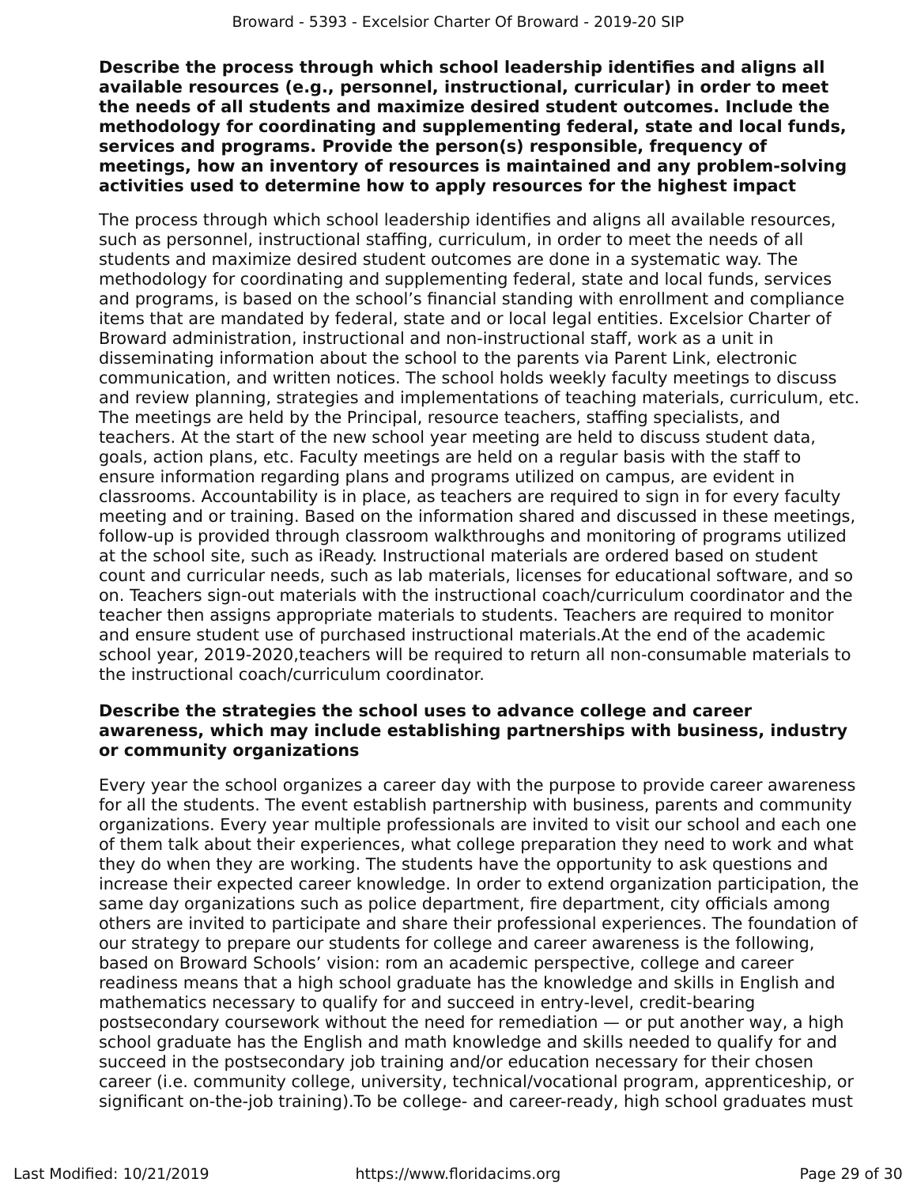**Describe the process through which school leadership identifies and aligns all available resources (e.g., personnel, instructional, curricular) in order to meet the needs of all students and maximize desired student outcomes. Include the methodology for coordinating and supplementing federal, state and local funds, services and programs. Provide the person(s) responsible, frequency of meetings, how an inventory of resources is maintained and any problem-solving activities used to determine how to apply resources for the highest impact**

The process through which school leadership identifies and aligns all available resources, such as personnel, instructional staffing, curriculum, in order to meet the needs of all students and maximize desired student outcomes are done in a systematic way. The methodology for coordinating and supplementing federal, state and local funds, services and programs, is based on the school's financial standing with enrollment and compliance items that are mandated by federal, state and or local legal entities. Excelsior Charter of Broward administration, instructional and non-instructional staff, work as a unit in disseminating information about the school to the parents via Parent Link, electronic communication, and written notices. The school holds weekly faculty meetings to discuss and review planning, strategies and implementations of teaching materials, curriculum, etc. The meetings are held by the Principal, resource teachers, staffing specialists, and teachers. At the start of the new school year meeting are held to discuss student data, goals, action plans, etc. Faculty meetings are held on a regular basis with the staff to ensure information regarding plans and programs utilized on campus, are evident in classrooms. Accountability is in place, as teachers are required to sign in for every faculty meeting and or training. Based on the information shared and discussed in these meetings, follow-up is provided through classroom walkthroughs and monitoring of programs utilized at the school site, such as iReady. Instructional materials are ordered based on student count and curricular needs, such as lab materials, licenses for educational software, and so on. Teachers sign-out materials with the instructional coach/curriculum coordinator and the teacher then assigns appropriate materials to students. Teachers are required to monitor and ensure student use of purchased instructional materials.At the end of the academic school year, 2019-2020,teachers will be required to return all non-consumable materials to the instructional coach/curriculum coordinator.

**Describe the strategies the school uses to advance college and career awareness, which may include establishing partnerships with business, industry or community organizations**

Every year the school organizes a career day with the purpose to provide career awareness for all the students. The event establish partnership with business, parents and community organizations. Every year multiple professionals are invited to visit our school and each one of them talk about their experiences, what college preparation they need to work and what they do when they are working. The students have the opportunity to ask questions and increase their expected career knowledge. In order to extend organization participation, the same day organizations such as police department, fire department, city officials among others are invited to participate and share their professional experiences. The foundation of our strategy to prepare our students for college and career awareness is the following, based on Broward Schools' vision: rom an academic perspective, college and career readiness means that a high school graduate has the knowledge and skills in English and mathematics necessary to qualify for and succeed in entry-level, credit-bearing postsecondary coursework without the need for remediation — or put another way, a high school graduate has the English and math knowledge and skills needed to qualify for and succeed in the postsecondary job training and/or education necessary for their chosen career (i.e. community college, university, technical/vocational program, apprenticeship, or significant on-the-job training).To be college- and career-ready, high school graduates must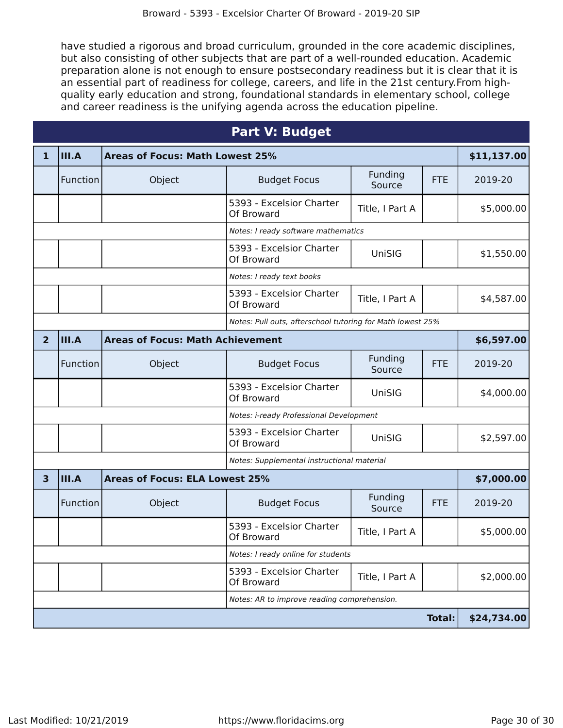have studied a rigorous and broad curriculum, grounded in the core academic disciplines, but also consisting of other subjects that are part of a well-rounded education. Academic preparation alone is not enough to ensure postsecondary readiness but it is clear that it is an essential part of readiness for college, careers, and life in the 21st century.From high-quality early education and strong, foundational standards in elementary school, college and career readiness is the unifying agenda across the education pipeline.

## Part V: Budget

| | | | | | | |
|---|---|---|---|---|---|---|
| **1** | **III.A** | **Areas of Focus: Math Lowest 25%** | | | | **$11,137.00** |
| | Function | Object | Budget Focus | Funding Source | FTE | 2019-20 |
| | | | 5393 - Excelsior Charter Of Broward | Title, I Part A | | $5,000.00 |
| | | | *Notes: I ready software mathematics* | | | |
| | | | 5393 - Excelsior Charter Of Broward | UniSIG | | $1,550.00 |
| | | | *Notes: I ready text books* | | | |
| | | | 5393 - Excelsior Charter Of Broward | Title, I Part A | | $4,587.00 |
| | | | *Notes: Pull outs, afterschool tutoring for Math lowest 25%* | | | |
| **2** | **III.A** | **Areas of Focus: Math Achievement** | | | | **$6,597.00** |
| | Function | Object | Budget Focus | Funding Source | FTE | 2019-20 |
| | | | 5393 - Excelsior Charter Of Broward | UniSIG | | $4,000.00 |
| | | | *Notes: i-ready Professional Development* | | | |
| | | | 5393 - Excelsior Charter Of Broward | UniSIG | | $2,597.00 |
| | | | *Notes: Supplemental instructional material* | | | |
| **3** | **III.A** | **Areas of Focus: ELA Lowest 25%** | | | | **$7,000.00** |
| | Function | Object | Budget Focus | Funding Source | FTE | 2019-20 |
| | | | 5393 - Excelsior Charter Of Broward | Title, I Part A | | $5,000.00 |
| | | | *Notes: I ready online for students* | | | |
| | | | 5393 - Excelsior Charter Of Broward | Title, I Part A | | $2,000.00 |
| | | | *Notes: AR to improve reading comprehension.* | | | |
| | | | | | **Total:** | **$24,734.00** |